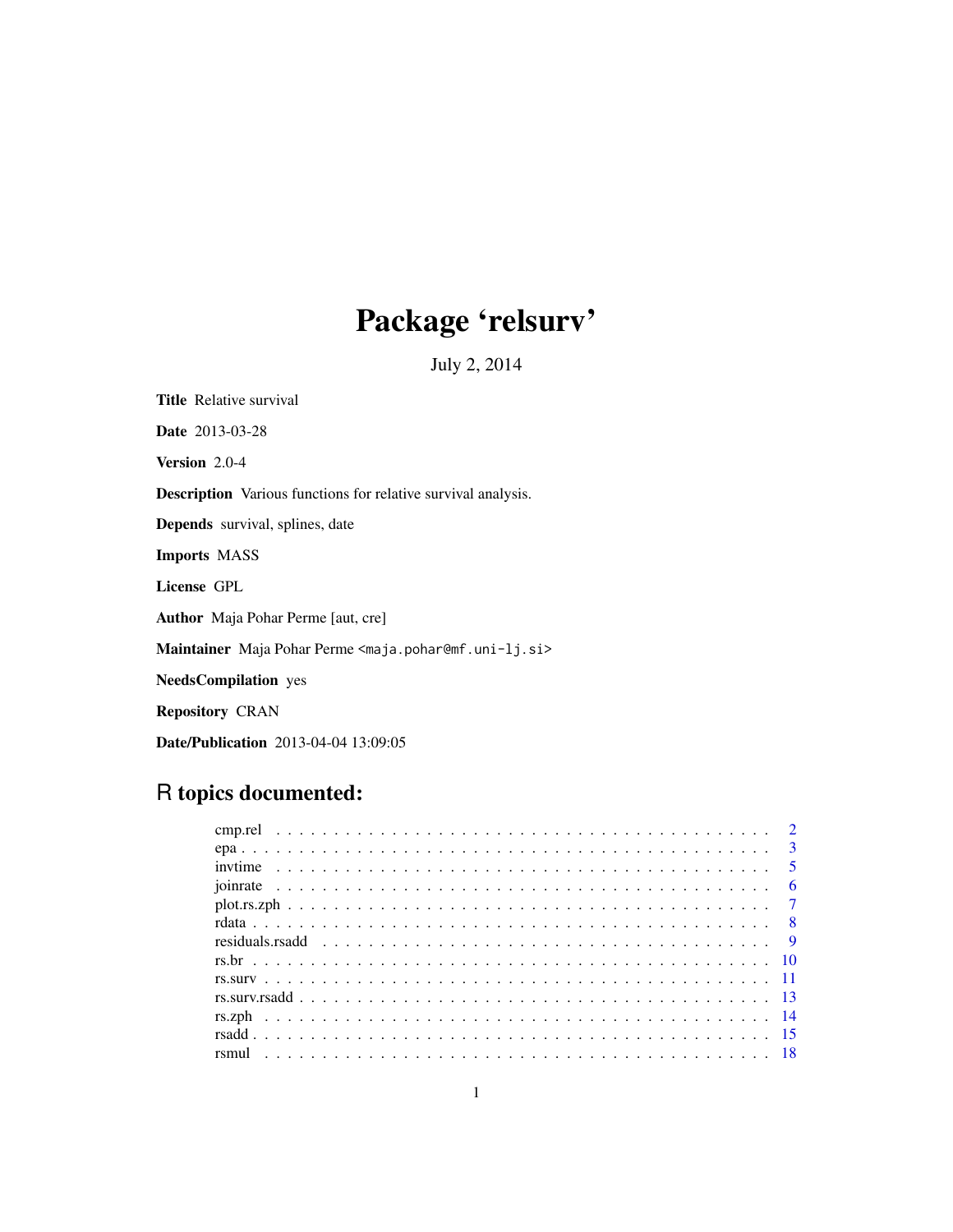# Package 'relsurv'

July 2, 2014

**Title** Relative survival

**Date** 2013-03-28

**Version** 2.0-4

**Description** Various functions for relative survival analysis.

**Depends** survival, splines, date

**Imports** MASS

**License** GPL

**Author** Maja Pohar Perme [aut, cre]

**Maintainer** Maja Pohar Perme <maja.pohar@mf.uni-lj.si>

**NeedsCompilation** yes

**Repository** CRAN

**Date/Publication** 2013-04-04 13:09:05

## R topics documented:

| | |
|---|---|
| cmp.rel | 2 |
| epa | 3 |
| invtime | 5 |
| joinrate | 6 |
| plot.rs.zph | 7 |
| rdata | 8 |
| residuals.rsadd | 9 |
| rs.br | 10 |
| rs.surv | 11 |
| rs.surv.rsadd | 13 |
| rs.zph | 14 |
| rsadd | 15 |
| rsmul | 18 |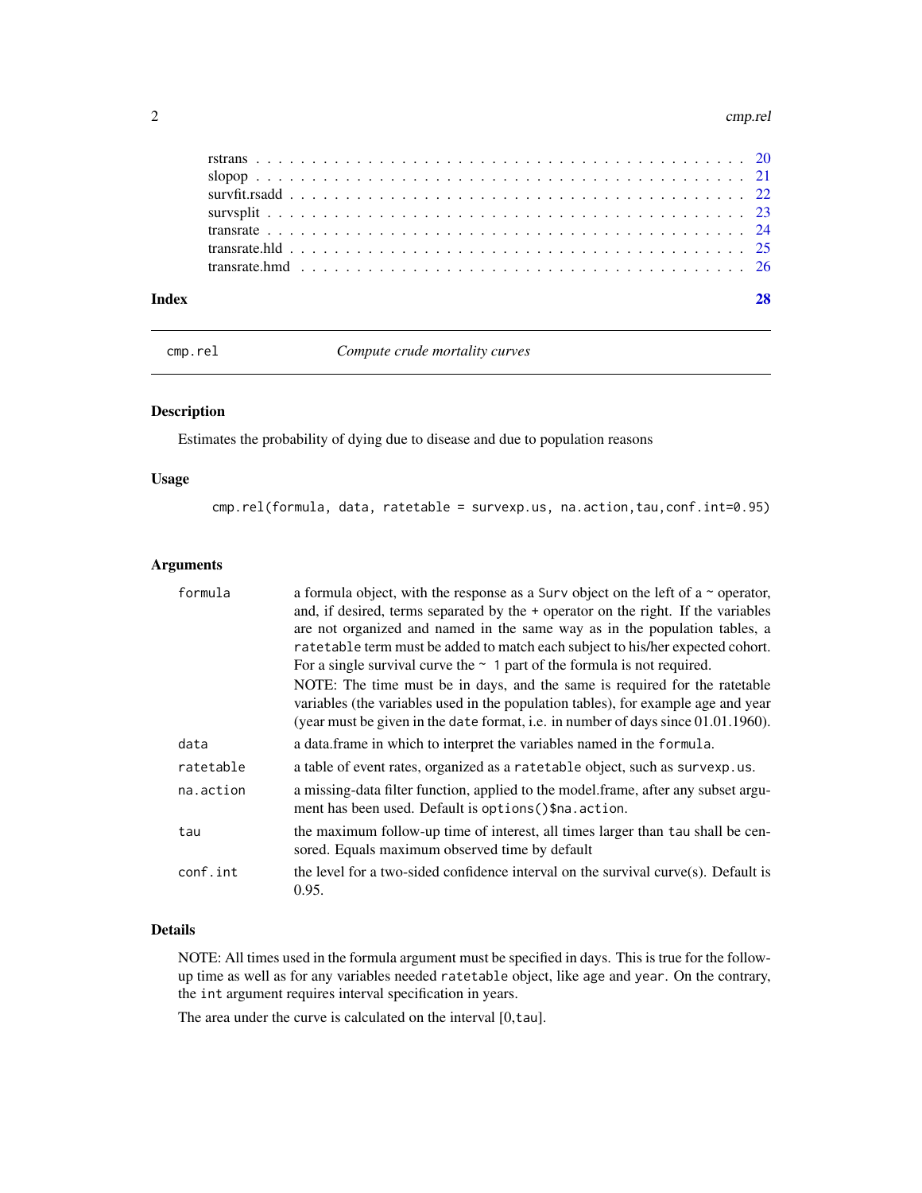rstrans . . . . . . . . . . . . . . . . . . . . . . . . . . . . . . . . . . . . . . . . 20
slopop . . . . . . . . . . . . . . . . . . . . . . . . . . . . . . . . . . . . . . . . 21
survfit.rsadd . . . . . . . . . . . . . . . . . . . . . . . . . . . . . . . . . . . . . 22
survsplit . . . . . . . . . . . . . . . . . . . . . . . . . . . . . . . . . . . . . . . 23
transrate . . . . . . . . . . . . . . . . . . . . . . . . . . . . . . . . . . . . . . . 24
transrate.hld . . . . . . . . . . . . . . . . . . . . . . . . . . . . . . . . . . . . . 25
transrate.hmd . . . . . . . . . . . . . . . . . . . . . . . . . . . . . . . . . . . . . 26

**Index** **28**

---

`cmp.rel` *Compute crude mortality curves*

---

## Description

Estimates the probability of dying due to disease and due to population reasons

## Usage

```
cmp.rel(formula, data, ratetable = survexp.us, na.action,tau,conf.int=0.95)
```

## Arguments

| | |
|---|---|
| `formula` | a formula object, with the response as a `Surv` object on the left of a ~ operator, and, if desired, terms separated by the + operator on the right. If the variables are not organized and named in the same way as in the population tables, a `ratetable` term must be added to match each subject to his/her expected cohort. For a single survival curve the `~ 1` part of the formula is not required. NOTE: The time must be in days, and the same is required for the ratetable variables (the variables used in the population tables), for example age and year (year must be given in the `date` format, i.e. in number of days since 01.01.1960). |
| `data` | a data.frame in which to interpret the variables named in the `formula`. |
| `ratetable` | a table of event rates, organized as a `ratetable` object, such as `survexp.us`. |
| `na.action` | a missing-data filter function, applied to the model.frame, after any subset argument has been used. Default is `options()$na.action`. |
| `tau` | the maximum follow-up time of interest, all times larger than `tau` shall be censored. Equals maximum observed time by default |
| `conf.int` | the level for a two-sided confidence interval on the survival curve(s). Default is 0.95. |

## Details

NOTE: All times used in the formula argument must be specified in days. This is true for the follow-up time as well as for any variables needed `ratetable` object, like `age` and `year`. On the contrary, the `int` argument requires interval specification in years.

The area under the curve is calculated on the interval [0,`tau`].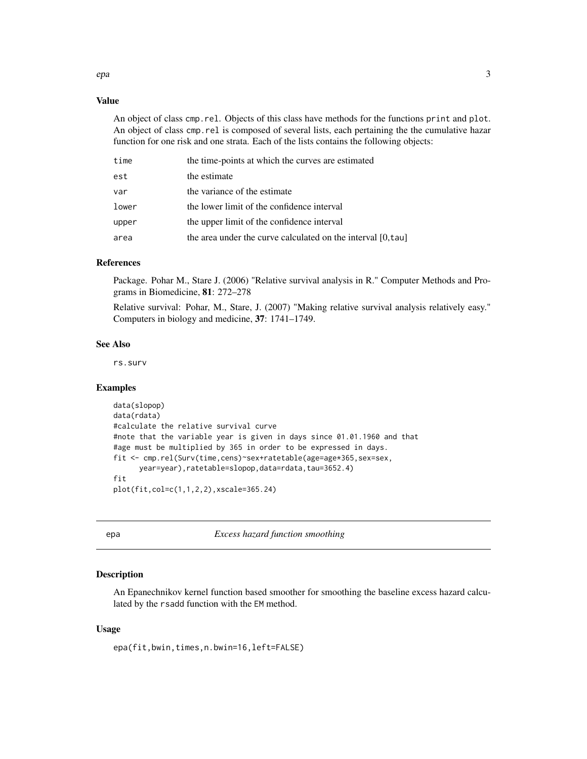### Value

An object of class `cmp.rel`. Objects of this class have methods for the functions `print` and `plot`. An object of class `cmp.rel` is composed of several lists, each pertaining the the cumulative hazar function for one risk and one strata. Each of the lists contains the following objects:

| | |
|---|---|
| `time` | the time-points at which the curves are estimated |
| `est` | the estimate |
| `var` | the variance of the estimate |
| `lower` | the lower limit of the confidence interval |
| `upper` | the upper limit of the confidence interval |
| `area` | the area under the curve calculated on the interval [0,`tau`] |

### References

Package. Pohar M., Stare J. (2006) "Relative survival analysis in R." Computer Methods and Programs in Biomedicine, **81**: 272–278

Relative survival: Pohar, M., Stare, J. (2007) "Making relative survival analysis relatively easy." Computers in biology and medicine, **37**: 1741–1749.

### See Also

`rs.surv`

### Examples

```
data(slopop)
data(rdata)
#calculate the relative survival curve
#note that the variable year is given in days since 01.01.1960 and that
#age must be multiplied by 365 in order to be expressed in days.
fit <- cmp.rel(Surv(time,cens)~sex+ratetable(age=age*365,sex=sex,
      year=year),ratetable=slopop,data=rdata,tau=3652.4)
fit
plot(fit,col=c(1,1,2,2),xscale=365.24)
```

---

## `epa` *Excess hazard function smoothing*

### Description

An Epanechnikov kernel function based smoother for smoothing the baseline excess hazard calculated by the `rsadd` function with the `EM` method.

### Usage

```
epa(fit,bwin,times,n.bwin=16,left=FALSE)
```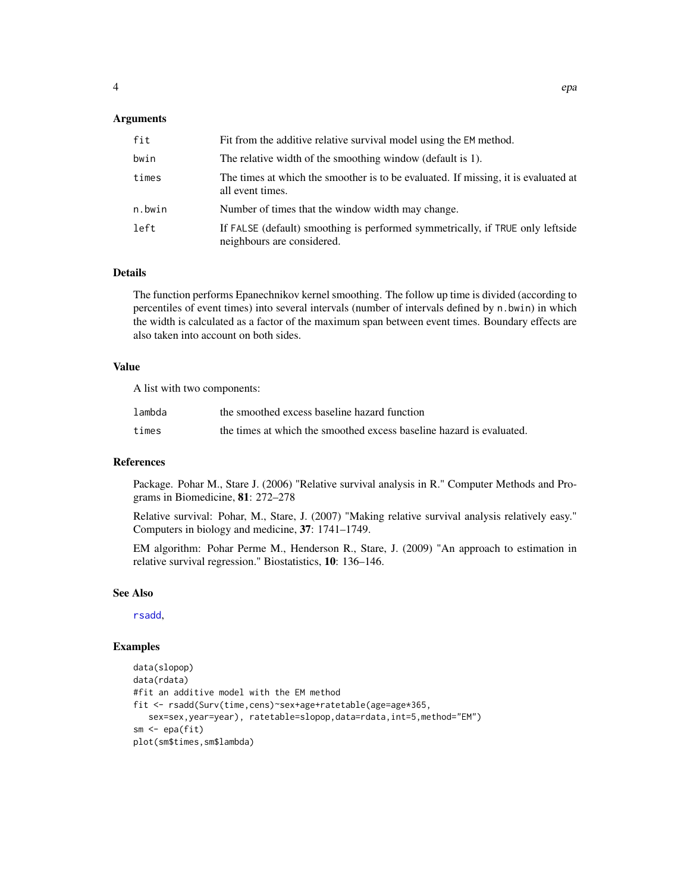### Arguments

| | |
|---|---|
| `fit` | Fit from the additive relative survival model using the `EM` method. |
| `bwin` | The relative width of the smoothing window (default is 1). |
| `times` | The times at which the smoother is to be evaluated. If missing, it is evaluated at all event times. |
| `n.bwin` | Number of times that the window width may change. |
| `left` | If `FALSE` (default) smoothing is performed symmetrically, if `TRUE` only leftside neighbours are considered. |

### Details

The function performs Epanechnikov kernel smoothing. The follow up time is divided (according to percentiles of event times) into several intervals (number of intervals defined by `n.bwin`) in which the width is calculated as a factor of the maximum span between event times. Boundary effects are also taken into account on both sides.

### Value

A list with two components:

| | |
|---|---|
| `lambda` | the smoothed excess baseline hazard function |
| `times` | the times at which the smoothed excess baseline hazard is evaluated. |

### References

Package. Pohar M., Stare J. (2006) "Relative survival analysis in R." Computer Methods and Programs in Biomedicine, **81**: 272–278

Relative survival: Pohar, M., Stare, J. (2007) "Making relative survival analysis relatively easy." Computers in biology and medicine, **37**: 1741–1749.

EM algorithm: Pohar Perme M., Henderson R., Stare, J. (2009) "An approach to estimation in relative survival regression." Biostatistics, **10**: 136–146.

### See Also

`rsadd`,

### Examples

```
data(slopop)
data(rdata)
#fit an additive model with the EM method
fit <- rsadd(Surv(time,cens)~sex+age+ratetable(age=age*365,
   sex=sex,year=year), ratetable=slopop,data=rdata,int=5,method="EM")
sm <- epa(fit)
plot(sm$times,sm$lambda)
```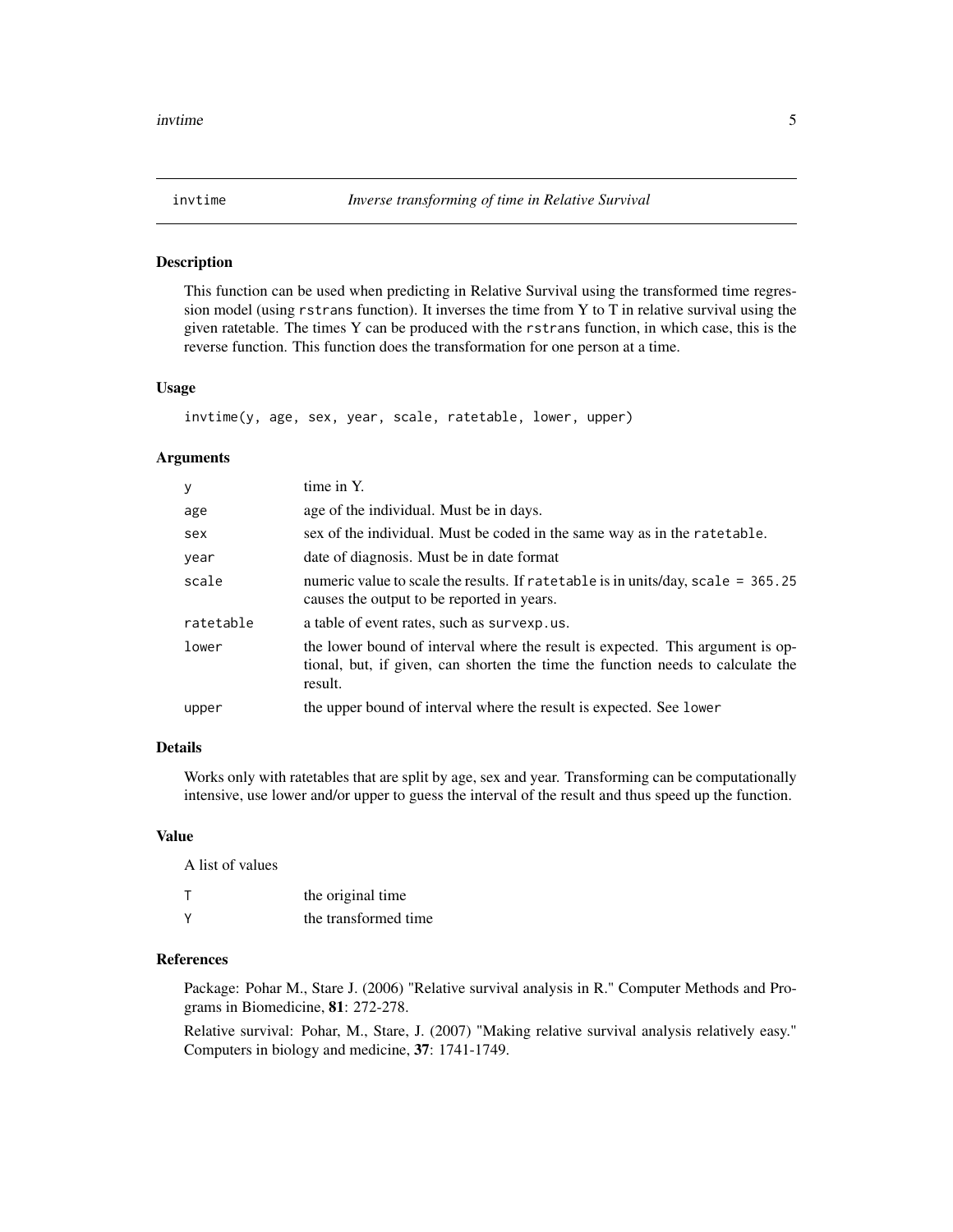# invtime — *Inverse transforming of time in Relative Survival*

## Description

This function can be used when predicting in Relative Survival using the transformed time regression model (using `rstrans` function). It inverses the time from Y to T in relative survival using the given ratetable. The times Y can be produced with the `rstrans` function, in which case, this is the reverse function. This function does the transformation for one person at a time.

## Usage

```
invtime(y, age, sex, year, scale, ratetable, lower, upper)
```

## Arguments

| | |
|---|---|
| `y` | time in Y. |
| `age` | age of the individual. Must be in days. |
| `sex` | sex of the individual. Must be coded in the same way as in the `ratetable`. |
| `year` | date of diagnosis. Must be in date format |
| `scale` | numeric value to scale the results. If `ratetable` is in units/day, `scale = 365.25` causes the output to be reported in years. |
| `ratetable` | a table of event rates, such as `survexp.us`. |
| `lower` | the lower bound of interval where the result is expected. This argument is optional, but, if given, can shorten the time the function needs to calculate the result. |
| `upper` | the upper bound of interval where the result is expected. See `lower` |

## Details

Works only with ratetables that are split by age, sex and year. Transforming can be computationally intensive, use lower and/or upper to guess the interval of the result and thus speed up the function.

## Value

A list of values

| | |
|---|---|
| `T` | the original time |
| `Y` | the transformed time |

## References

Package: Pohar M., Stare J. (2006) "Relative survival analysis in R." Computer Methods and Programs in Biomedicine, **81**: 272-278.

Relative survival: Pohar, M., Stare, J. (2007) "Making relative survival analysis relatively easy." Computers in biology and medicine, **37**: 1741-1749.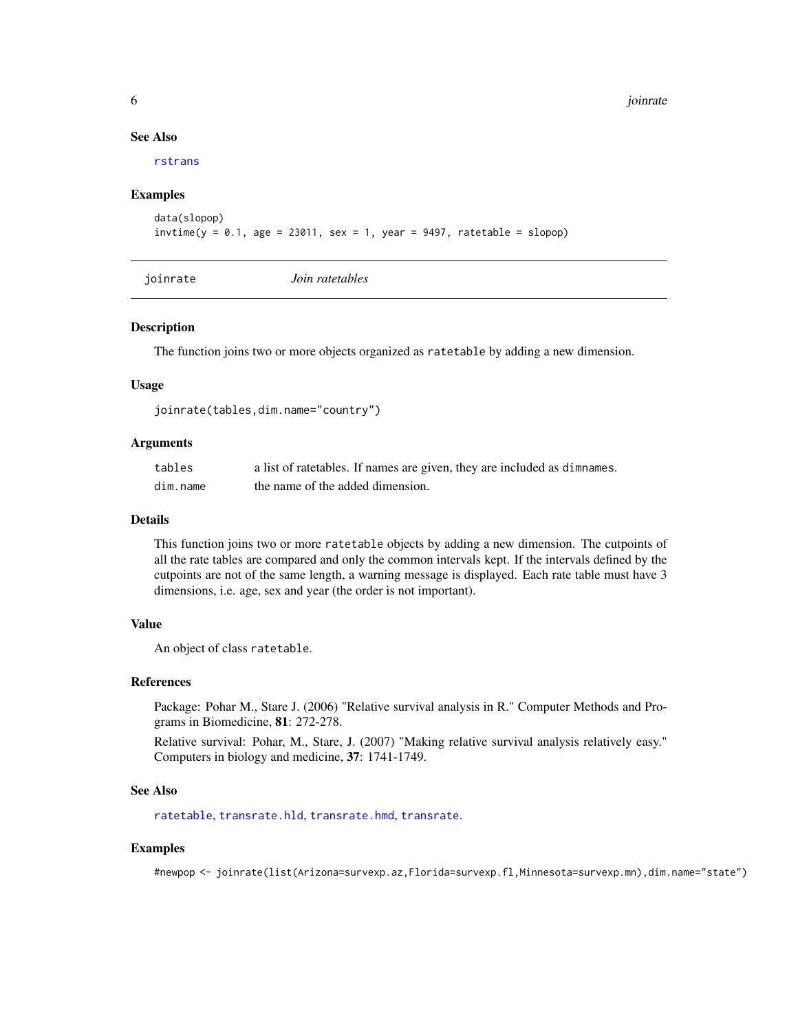### See Also

rstrans

### Examples

```
data(slopop)
invtime(y = 0.1, age = 23011, sex = 1, year = 9497, ratetable = slopop)
```

---

## joinrate — *Join ratetables*

---

### Description

The function joins two or more objects organized as `ratetable` by adding a new dimension.

### Usage

```
joinrate(tables,dim.name="country")
```

### Arguments

| | |
|---|---|
| tables | a list of ratetables. If names are given, they are included as `dimnames`. |
| dim.name | the name of the added dimension. |

### Details

This function joins two or more `ratetable` objects by adding a new dimension. The cutpoints of all the rate tables are compared and only the common intervals kept. If the intervals defined by the cutpoints are not of the same length, a warning message is displayed. Each rate table must have 3 dimensions, i.e. age, sex and year (the order is not important).

### Value

An object of class `ratetable`.

### References

Package: Pohar M., Stare J. (2006) "Relative survival analysis in R." Computer Methods and Programs in Biomedicine, **81**: 272-278.

Relative survival: Pohar, M., Stare, J. (2007) "Making relative survival analysis relatively easy." Computers in biology and medicine, **37**: 1741-1749.

### See Also

ratetable, transrate.hld, transrate.hmd, transrate.

### Examples

```
#newpop <- joinrate(list(Arizona=survexp.az,Florida=survexp.fl,Minnesota=survexp.mn),dim.name="state")
```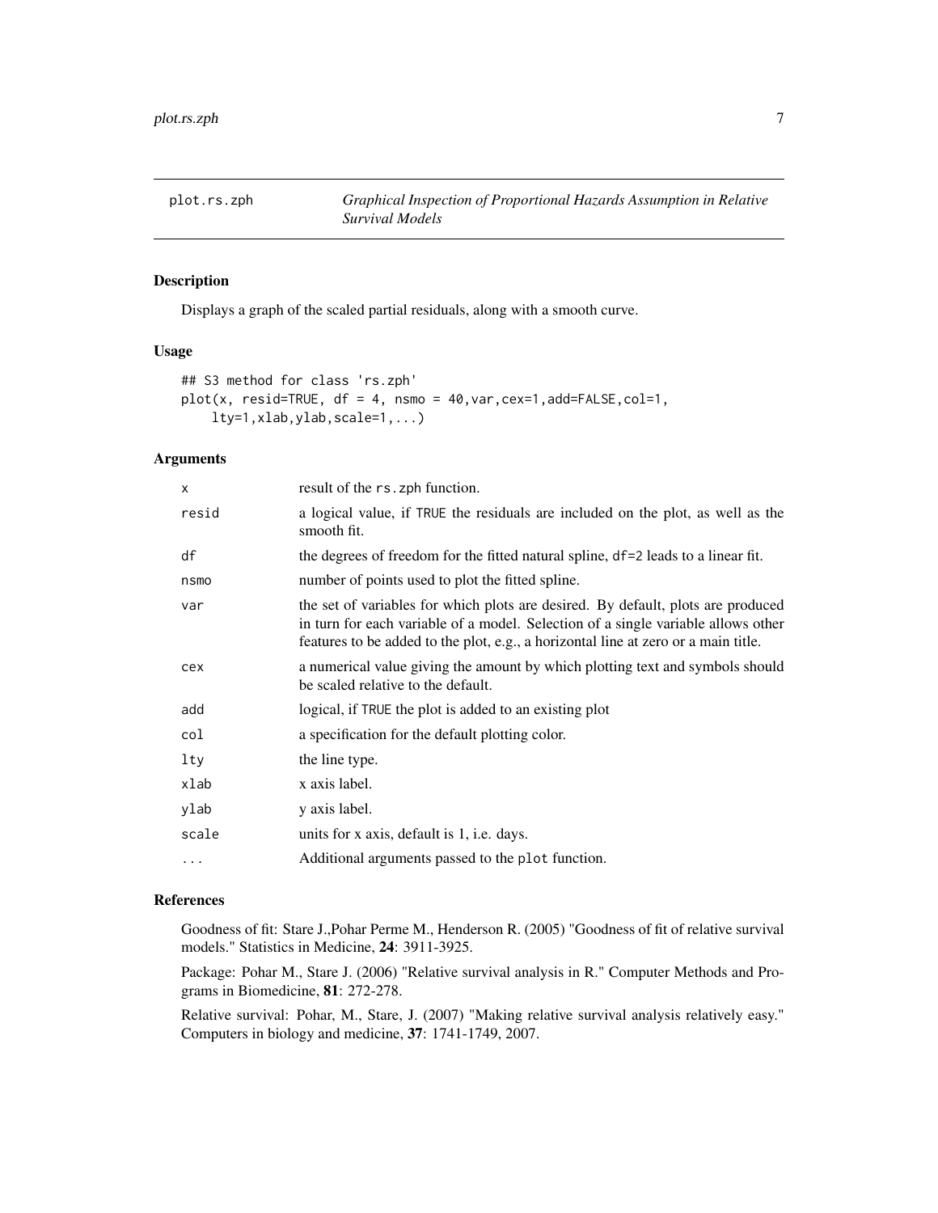# plot.rs.zph — *Graphical Inspection of Proportional Hazards Assumption in Relative Survival Models*

## Description

Displays a graph of the scaled partial residuals, along with a smooth curve.

## Usage

```
## S3 method for class 'rs.zph'
plot(x, resid=TRUE, df = 4, nsmo = 40,var,cex=1,add=FALSE,col=1,
    lty=1,xlab,ylab,scale=1,...)
```

## Arguments

| Argument | Description |
|---|---|
| x | result of the rs.zph function. |
| resid | a logical value, if TRUE the residuals are included on the plot, as well as the smooth fit. |
| df | the degrees of freedom for the fitted natural spline, df=2 leads to a linear fit. |
| nsmo | number of points used to plot the fitted spline. |
| var | the set of variables for which plots are desired. By default, plots are produced in turn for each variable of a model. Selection of a single variable allows other features to be added to the plot, e.g., a horizontal line at zero or a main title. |
| cex | a numerical value giving the amount by which plotting text and symbols should be scaled relative to the default. |
| add | logical, if TRUE the plot is added to an existing plot |
| col | a specification for the default plotting color. |
| lty | the line type. |
| xlab | x axis label. |
| ylab | y axis label. |
| scale | units for x axis, default is 1, i.e. days. |
| ... | Additional arguments passed to the plot function. |

## References

Goodness of fit: Stare J.,Pohar Perme M., Henderson R. (2005) "Goodness of fit of relative survival models." Statistics in Medicine, **24**: 3911-3925.

Package: Pohar M., Stare J. (2006) "Relative survival analysis in R." Computer Methods and Programs in Biomedicine, **81**: 272-278.

Relative survival: Pohar, M., Stare, J. (2007) "Making relative survival analysis relatively easy." Computers in biology and medicine, **37**: 1741-1749, 2007.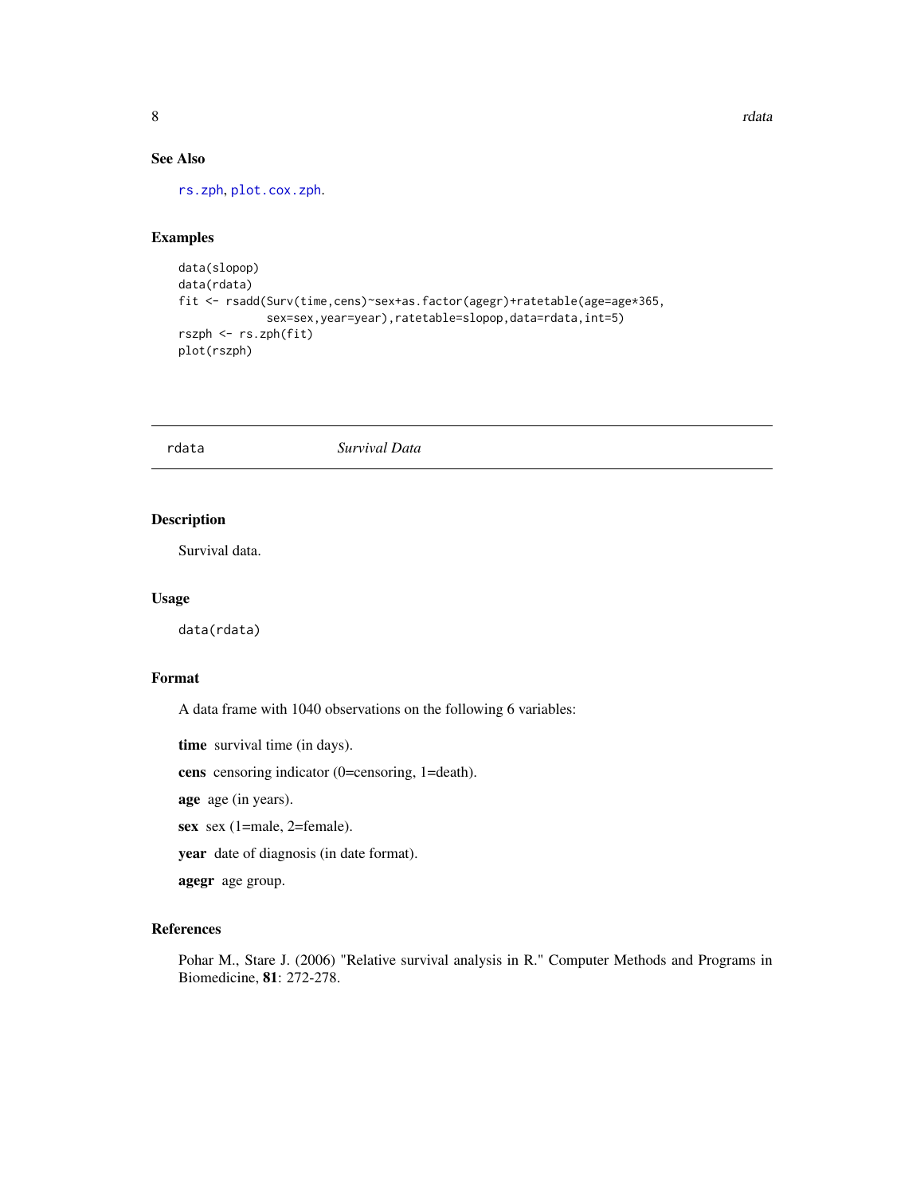### See Also

rs.zph, plot.cox.zph.

### Examples

```
data(slopop)
data(rdata)
fit <- rsadd(Surv(time,cens)~sex+as.factor(agegr)+ratetable(age=age*365,
             sex=sex,year=year),ratetable=slopop,data=rdata,int=5)
rszph <- rs.zph(fit)
plot(rszph)
```

## rdata *Survival Data*

### Description

Survival data.

### Usage

```
data(rdata)
```

### Format

A data frame with 1040 observations on the following 6 variables:

**time** survival time (in days).

**cens** censoring indicator (0=censoring, 1=death).

**age** age (in years).

**sex** sex (1=male, 2=female).

**year** date of diagnosis (in date format).

**agegr** age group.

### References

Pohar M., Stare J. (2006) "Relative survival analysis in R." Computer Methods and Programs in Biomedicine, **81**: 272-278.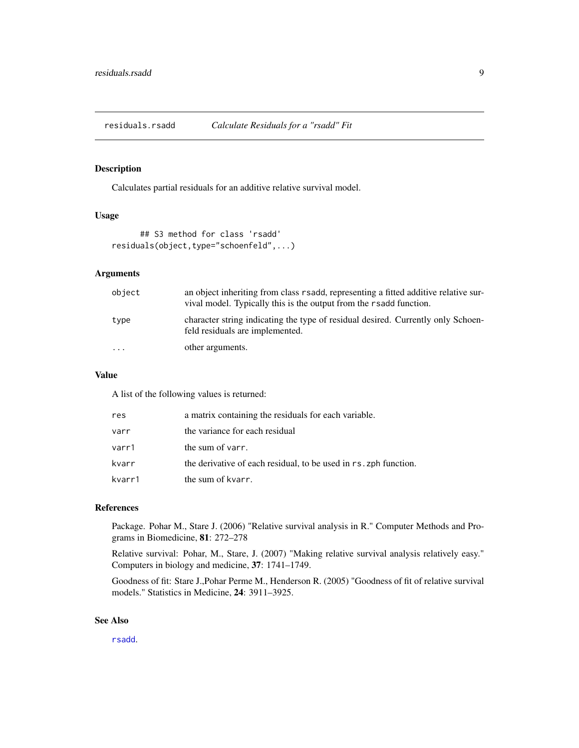residuals.rsadd    *Calculate Residuals for a "rsadd" Fit*

## Description

Calculates partial residuals for an additive relative survival model.

## Usage

```
## S3 method for class 'rsadd'
residuals(object,type="schoenfeld",...)
```

## Arguments

| | |
|---|---|
| `object` | an object inheriting from class `rsadd`, representing a fitted additive relative survival model. Typically this is the output from the `rsadd` function. |
| `type` | character string indicating the type of residual desired. Currently only Schoenfeld residuals are implemented. |
| `...` | other arguments. |

## Value

A list of the following values is returned:

| | |
|---|---|
| `res` | a matrix containing the residuals for each variable. |
| `varr` | the variance for each residual |
| `varr1` | the sum of `varr`. |
| `kvarr` | the derivative of each residual, to be used in `rs.zph` function. |
| `kvarr1` | the sum of `kvarr`. |

## References

Package. Pohar M., Stare J. (2006) "Relative survival analysis in R." Computer Methods and Programs in Biomedicine, **81**: 272–278

Relative survival: Pohar, M., Stare, J. (2007) "Making relative survival analysis relatively easy." Computers in biology and medicine, **37**: 1741–1749.

Goodness of fit: Stare J.,Pohar Perme M., Henderson R. (2005) "Goodness of fit of relative survival models." Statistics in Medicine, **24**: 3911–3925.

## See Also

`rsadd`.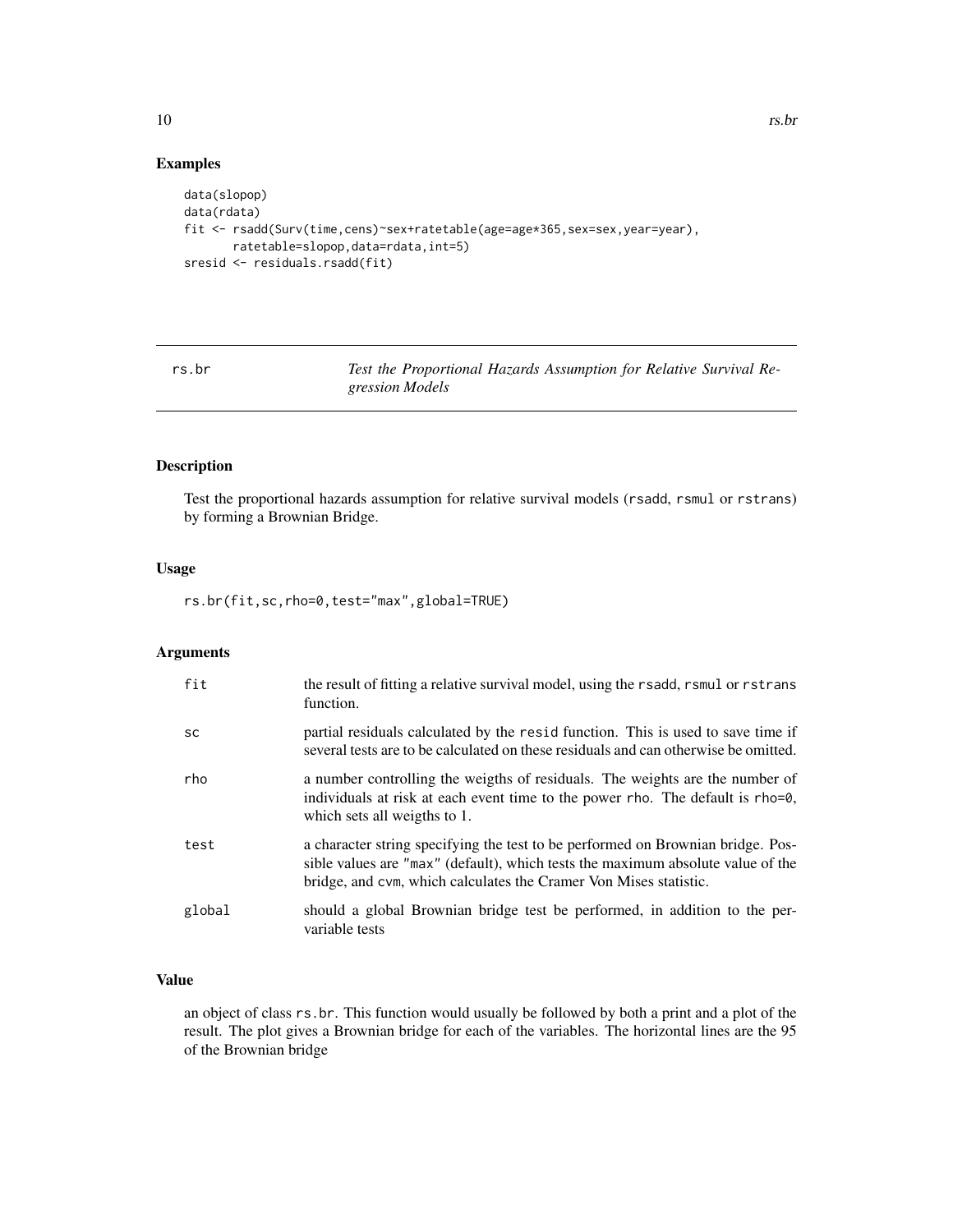## Examples

```
data(slopop)
data(rdata)
fit <- rsadd(Surv(time,cens)~sex+ratetable(age=age*365,sex=sex,year=year),
       ratetable=slopop,data=rdata,int=5)
sresid <- residuals.rsadd(fit)
```

---

# rs.br — *Test the Proportional Hazards Assumption for Relative Survival Regression Models*

## Description

Test the proportional hazards assumption for relative survival models (rsadd, rsmul or rstrans) by forming a Brownian Bridge.

## Usage

```
rs.br(fit,sc,rho=0,test="max",global=TRUE)
```

## Arguments

| | |
|---|---|
| fit | the result of fitting a relative survival model, using the rsadd, rsmul or rstrans function. |
| sc | partial residuals calculated by the resid function. This is used to save time if several tests are to be calculated on these residuals and can otherwise be omitted. |
| rho | a number controlling the weigths of residuals. The weights are the number of individuals at risk at each event time to the power rho. The default is rho=0, which sets all weigths to 1. |
| test | a character string specifying the test to be performed on Brownian bridge. Possible values are "max" (default), which tests the maximum absolute value of the bridge, and cvm, which calculates the Cramer Von Mises statistic. |
| global | should a global Brownian bridge test be performed, in addition to the per-variable tests |

## Value

an object of class rs.br. This function would usually be followed by both a print and a plot of the result. The plot gives a Brownian bridge for each of the variables. The horizontal lines are the 95 of the Brownian bridge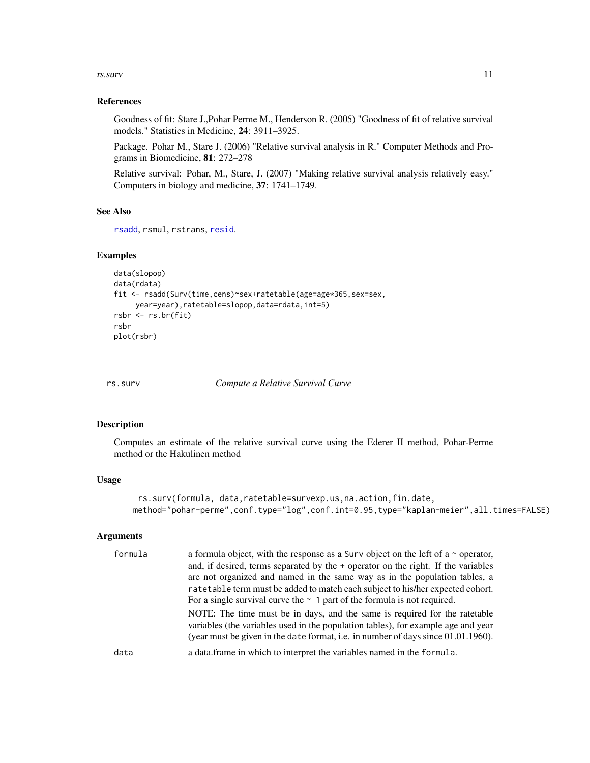### References

Goodness of fit: Stare J.,Pohar Perme M., Henderson R. (2005) "Goodness of fit of relative survival models." Statistics in Medicine, **24**: 3911–3925.

Package. Pohar M., Stare J. (2006) "Relative survival analysis in R." Computer Methods and Programs in Biomedicine, **81**: 272–278

Relative survival: Pohar, M., Stare, J. (2007) "Making relative survival analysis relatively easy." Computers in biology and medicine, **37**: 1741–1749.

### See Also

rsadd, rsmul, rstrans, resid.

### Examples

```
data(slopop)
data(rdata)
fit <- rsadd(Surv(time,cens)~sex+ratetable(age=age*365,sex=sex,
     year=year),ratetable=slopop,data=rdata,int=5)
rsbr <- rs.br(fit)
rsbr
plot(rsbr)
```

---

## rs.surv — *Compute a Relative Survival Curve*

### Description

Computes an estimate of the relative survival curve using the Ederer II method, Pohar-Perme method or the Hakulinen method

### Usage

```
rs.surv(formula, data,ratetable=survexp.us,na.action,fin.date,
method="pohar-perme",conf.type="log",conf.int=0.95,type="kaplan-meier",all.times=FALSE)
```

### Arguments

| | |
|---|---|
| formula | a formula object, with the response as a Surv object on the left of a ~ operator, and, if desired, terms separated by the + operator on the right. If the variables are not organized and named in the same way as in the population tables, a ratetable term must be added to match each subject to his/her expected cohort. For a single survival curve the ~ 1 part of the formula is not required. <br> NOTE: The time must be in days, and the same is required for the ratetable variables (the variables used in the population tables), for example age and year (year must be given in the date format, i.e. in number of days since 01.01.1960). |
| data | a data.frame in which to interpret the variables named in the formula. |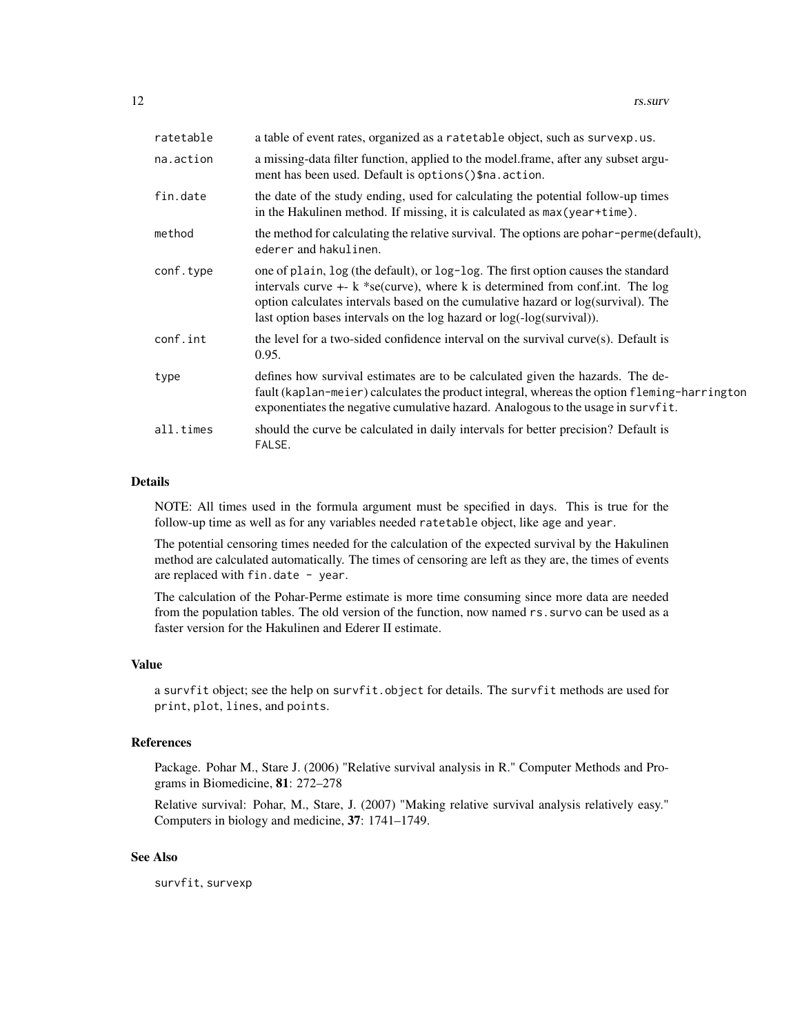| | |
|---|---|
| ratetable | a table of event rates, organized as a ratetable object, such as survexp.us. |
| na.action | a missing-data filter function, applied to the model.frame, after any subset argument has been used. Default is options()$na.action. |
| fin.date | the date of the study ending, used for calculating the potential follow-up times in the Hakulinen method. If missing, it is calculated as max(year+time). |
| method | the method for calculating the relative survival. The options are pohar-perme(default), ederer and hakulinen. |
| conf.type | one of plain, log (the default), or log-log. The first option causes the standard intervals curve +- k *se(curve), where k is determined from conf.int. The log option calculates intervals based on the cumulative hazard or log(survival). The last option bases intervals on the log hazard or log(-log(survival)). |
| conf.int | the level for a two-sided confidence interval on the survival curve(s). Default is 0.95. |
| type | defines how survival estimates are to be calculated given the hazards. The default (kaplan-meier) calculates the product integral, whereas the option fleming-harrington exponentiates the negative cumulative hazard. Analogous to the usage in survfit. |
| all.times | should the curve be calculated in daily intervals for better precision? Default is FALSE. |

## Details

NOTE: All times used in the formula argument must be specified in days. This is true for the follow-up time as well as for any variables needed ratetable object, like age and year.

The potential censoring times needed for the calculation of the expected survival by the Hakulinen method are calculated automatically. The times of censoring are left as they are, the times of events are replaced with fin.date - year.

The calculation of the Pohar-Perme estimate is more time consuming since more data are needed from the population tables. The old version of the function, now named rs.survo can be used as a faster version for the Hakulinen and Ederer II estimate.

## Value

a survfit object; see the help on survfit.object for details. The survfit methods are used for print, plot, lines, and points.

## References

Package. Pohar M., Stare J. (2006) "Relative survival analysis in R." Computer Methods and Programs in Biomedicine, **81**: 272–278

Relative survival: Pohar, M., Stare, J. (2007) "Making relative survival analysis relatively easy." Computers in biology and medicine, **37**: 1741–1749.

## See Also

survfit, survexp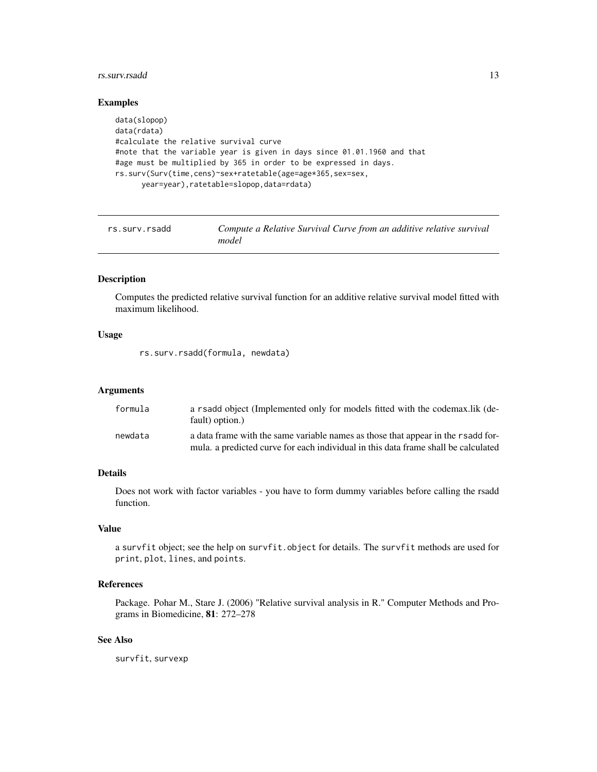## Examples

```
data(slopop)
data(rdata)
#calculate the relative survival curve
#note that the variable year is given in days since 01.01.1960 and that
#age must be multiplied by 365 in order to be expressed in days.
rs.surv(Surv(time,cens)~sex+ratetable(age=age*365,sex=sex,
      year=year),ratetable=slopop,data=rdata)
```

---

# rs.surv.rsadd — *Compute a Relative Survival Curve from an additive relative survival model*

---

## Description

Computes the predicted relative survival function for an additive relative survival model fitted with maximum likelihood.

## Usage

```
rs.surv.rsadd(formula, newdata)
```

## Arguments

| | |
|---|---|
| `formula` | a `rsadd` object (Implemented only for models fitted with the codemax.lik (default) option.) |
| `newdata` | a data frame with the same variable names as those that appear in the `rsadd` formula. a predicted curve for each individual in this data frame shall be calculated |

## Details

Does not work with factor variables - you have to form dummy variables before calling the rsadd function.

## Value

a `survfit` object; see the help on `survfit.object` for details. The `survfit` methods are used for `print`, `plot`, `lines`, and `points`.

## References

Package. Pohar M., Stare J. (2006) "Relative survival analysis in R." Computer Methods and Programs in Biomedicine, **81**: 272–278

## See Also

`survfit`, `survexp`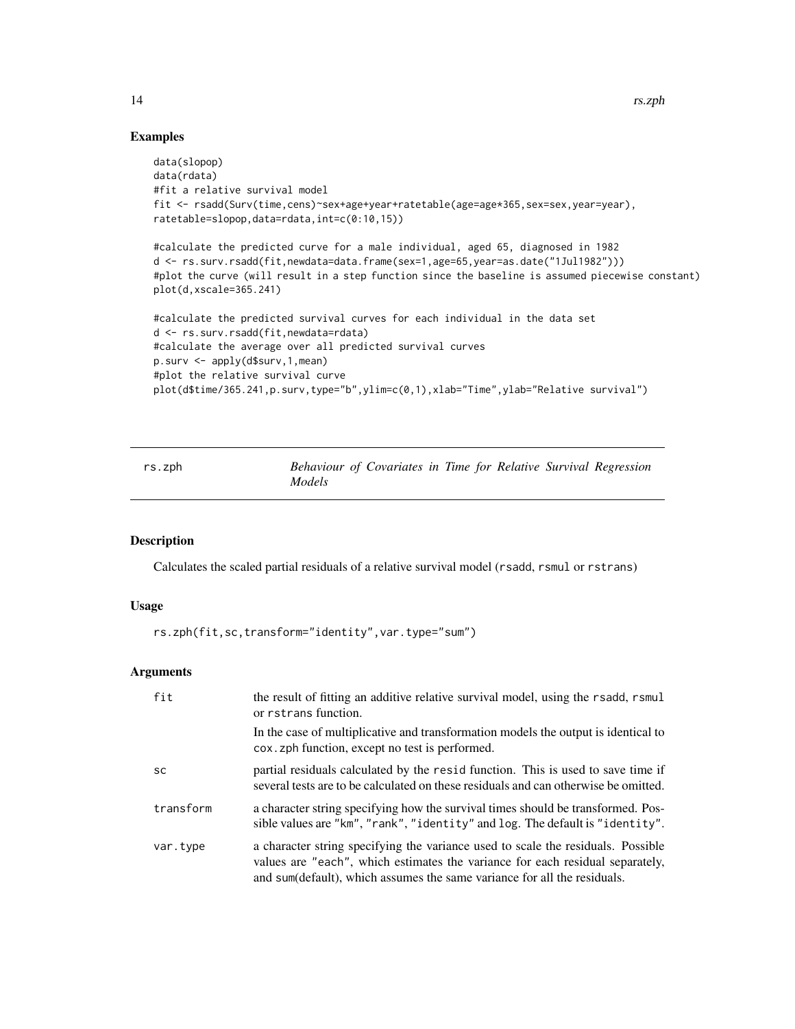## Examples

```
data(slopop)
data(rdata)
#fit a relative survival model
fit <- rsadd(Surv(time,cens)~sex+age+year+ratetable(age=age*365,sex=sex,year=year),
ratetable=slopop,data=rdata,int=c(0:10,15))

#calculate the predicted curve for a male individual, aged 65, diagnosed in 1982
d <- rs.surv.rsadd(fit,newdata=data.frame(sex=1,age=65,year=as.date("1Jul1982")))
#plot the curve (will result in a step function since the baseline is assumed piecewise constant)
plot(d,xscale=365.241)

#calculate the predicted survival curves for each individual in the data set
d <- rs.surv.rsadd(fit,newdata=rdata)
#calculate the average over all predicted survival curves
p.surv <- apply(d$surv,1,mean)
#plot the relative survival curve
plot(d$time/365.241,p.surv,type="b",ylim=c(0,1),xlab="Time",ylab="Relative survival")
```

---

# rs.zph — *Behaviour of Covariates in Time for Relative Survival Regression Models*

---

## Description

Calculates the scaled partial residuals of a relative survival model (rsadd, rsmul or rstrans)

## Usage

```
rs.zph(fit,sc,transform="identity",var.type="sum")
```

## Arguments

| | |
|---|---|
| fit | the result of fitting an additive relative survival model, using the rsadd, rsmul or rstrans function. In the case of multiplicative and transformation models the output is identical to cox.zph function, except no test is performed. |
| sc | partial residuals calculated by the resid function. This is used to save time if several tests are to be calculated on these residuals and can otherwise be omitted. |
| transform | a character string specifying how the survival times should be transformed. Possible values are "km", "rank", "identity" and log. The default is "identity". |
| var.type | a character string specifying the variance used to scale the residuals. Possible values are "each", which estimates the variance for each residual separately, and sum(default), which assumes the same variance for all the residuals. |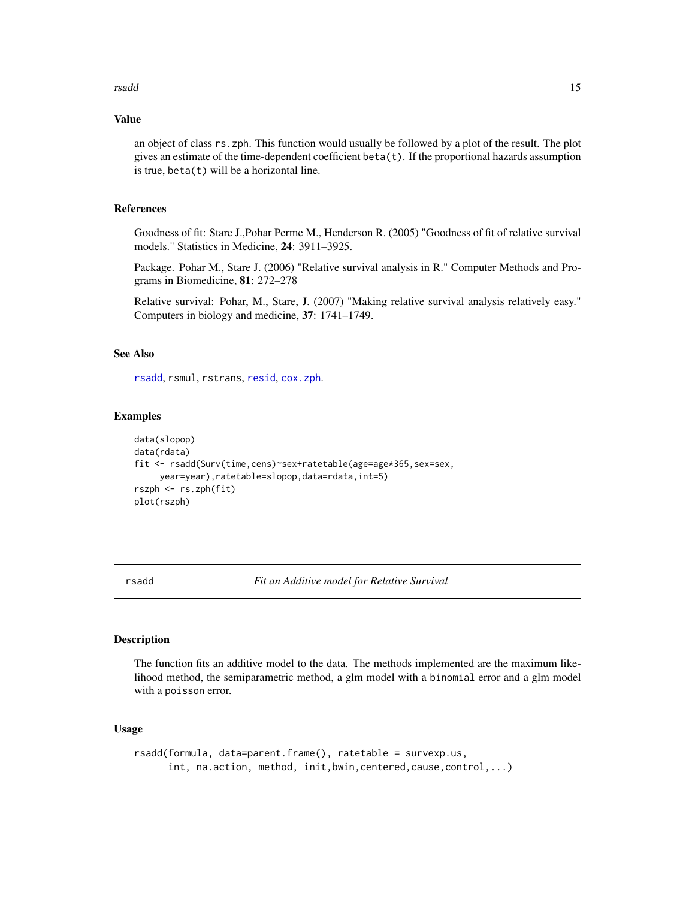## Value

an object of class `rs.zph`. This function would usually be followed by a plot of the result. The plot gives an estimate of the time-dependent coefficient `beta(t)`. If the proportional hazards assumption is true, `beta(t)` will be a horizontal line.

## References

Goodness of fit: Stare J.,Pohar Perme M., Henderson R. (2005) "Goodness of fit of relative survival models." Statistics in Medicine, **24**: 3911–3925.

Package. Pohar M., Stare J. (2006) "Relative survival analysis in R." Computer Methods and Programs in Biomedicine, **81**: 272–278

Relative survival: Pohar, M., Stare, J. (2007) "Making relative survival analysis relatively easy." Computers in biology and medicine, **37**: 1741–1749.

## See Also

`rsadd`, `rsmul`, `rstrans`, `resid`, `cox.zph`.

## Examples

```
data(slopop)
data(rdata)
fit <- rsadd(Surv(time,cens)~sex+ratetable(age=age*365,sex=sex,
     year=year),ratetable=slopop,data=rdata,int=5)
rszph <- rs.zph(fit)
plot(rszph)
```

---

# rsadd — *Fit an Additive model for Relative Survival*

## Description

The function fits an additive model to the data. The methods implemented are the maximum likelihood method, the semiparametric method, a glm model with a `binomial` error and a glm model with a `poisson` error.

## Usage

```
rsadd(formula, data=parent.frame(), ratetable = survexp.us,
      int, na.action, method, init,bwin,centered,cause,control,...)
```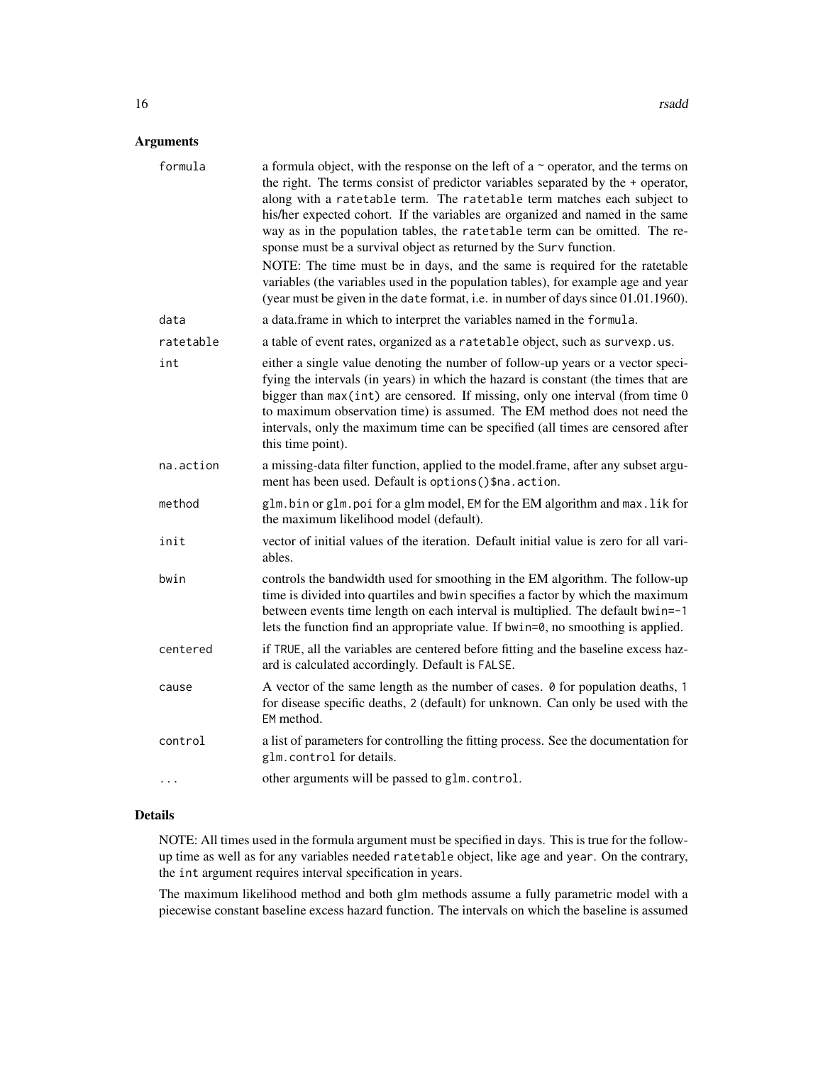## Arguments

| | |
|---|---|
| formula | a formula object, with the response on the left of a ~ operator, and the terms on the right. The terms consist of predictor variables separated by the + operator, along with a `ratetable` term. The `ratetable` term matches each subject to his/her expected cohort. If the variables are organized and named in the same way as in the population tables, the `ratetable` term can be omitted. The response must be a survival object as returned by the `Surv` function. NOTE: The time must be in days, and the same is required for the ratetable variables (the variables used in the population tables), for example age and year (year must be given in the `date` format, i.e. in number of days since 01.01.1960). |
| data | a data.frame in which to interpret the variables named in the `formula`. |
| ratetable | a table of event rates, organized as a `ratetable` object, such as `survexp.us`. |
| int | either a single value denoting the number of follow-up years or a vector specifying the intervals (in years) in which the hazard is constant (the times that are bigger than `max(int)` are censored. If missing, only one interval (from time 0 to maximum observation time) is assumed. The EM method does not need the intervals, only the maximum time can be specified (all times are censored after this time point). |
| na.action | a missing-data filter function, applied to the model.frame, after any subset argument has been used. Default is `options()$na.action`. |
| method | `glm.bin` or `glm.poi` for a glm model, `EM` for the EM algorithm and `max.lik` for the maximum likelihood model (default). |
| init | vector of initial values of the iteration. Default initial value is zero for all variables. |
| bwin | controls the bandwidth used for smoothing in the EM algorithm. The follow-up time is divided into quartiles and `bwin` specifies a factor by which the maximum between events time length on each interval is multiplied. The default `bwin=-1` lets the function find an appropriate value. If `bwin=0`, no smoothing is applied. |
| centered | if `TRUE`, all the variables are centered before fitting and the baseline excess hazard is calculated accordingly. Default is `FALSE`. |
| cause | A vector of the same length as the number of cases. `0` for population deaths, `1` for disease specific deaths, `2` (default) for unknown. Can only be used with the `EM` method. |
| control | a list of parameters for controlling the fitting process. See the documentation for `glm.control` for details. |
| ... | other arguments will be passed to `glm.control`. |

## Details

NOTE: All times used in the formula argument must be specified in days. This is true for the follow-up time as well as for any variables needed `ratetable` object, like `age` and `year`. On the contrary, the `int` argument requires interval specification in years.

The maximum likelihood method and both glm methods assume a fully parametric model with a piecewise constant baseline excess hazard function. The intervals on which the baseline is assumed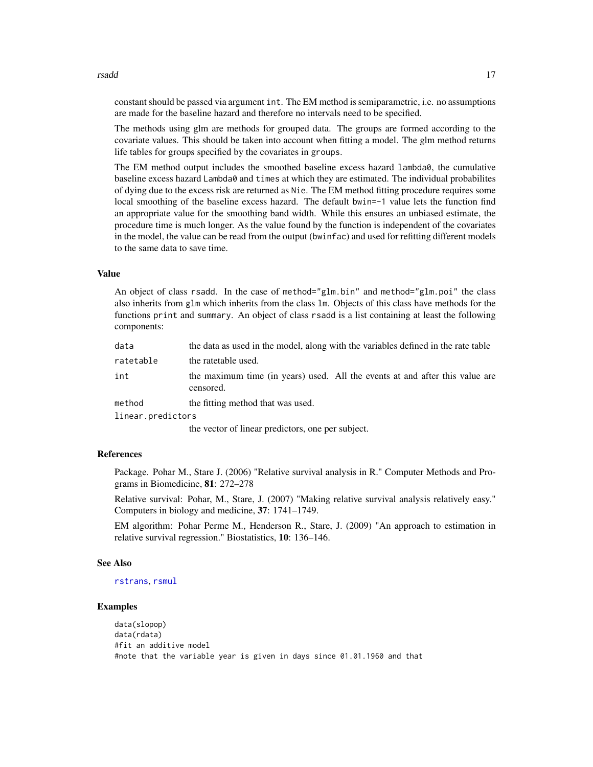constant should be passed via argument `int`. The EM method is semiparametric, i.e. no assumptions are made for the baseline hazard and therefore no intervals need to be specified.

The methods using glm are methods for grouped data. The groups are formed according to the covariate values. This should be taken into account when fitting a model. The glm method returns life tables for groups specified by the covariates in `groups`.

The EM method output includes the smoothed baseline excess hazard `lambda0`, the cumulative baseline excess hazard `Lambda0` and `times` at which they are estimated. The individual probabilites of dying due to the excess risk are returned as `Nie`. The EM method fitting procedure requires some local smoothing of the baseline excess hazard. The default `bwin=-1` value lets the function find an appropriate value for the smoothing band width. While this ensures an unbiased estimate, the procedure time is much longer. As the value found by the function is independent of the covariates in the model, the value can be read from the output (`bwinfac`) and used for refitting different models to the same data to save time.

### Value

An object of class `rsadd`. In the case of `method="glm.bin"` and `method="glm.poi"` the class also inherits from `glm` which inherits from the class `lm`. Objects of this class have methods for the functions `print` and `summary`. An object of class `rsadd` is a list containing at least the following components:

| | |
|---|---|
| `data` | the data as used in the model, along with the variables defined in the rate table |
| `ratetable` | the ratetable used. |
| `int` | the maximum time (in years) used. All the events at and after this value are censored. |
| `method` | the fitting method that was used. |
| `linear.predictors` | the vector of linear predictors, one per subject. |

### References

Package. Pohar M., Stare J. (2006) "Relative survival analysis in R." Computer Methods and Programs in Biomedicine, **81**: 272–278

Relative survival: Pohar, M., Stare, J. (2007) "Making relative survival analysis relatively easy." Computers in biology and medicine, **37**: 1741–1749.

EM algorithm: Pohar Perme M., Henderson R., Stare, J. (2009) "An approach to estimation in relative survival regression." Biostatistics, **10**: 136–146.

### See Also

`rstrans`, `rsmul`

### Examples

```
data(slopop)
data(rdata)
#fit an additive model
#note that the variable year is given in days since 01.01.1960 and that
```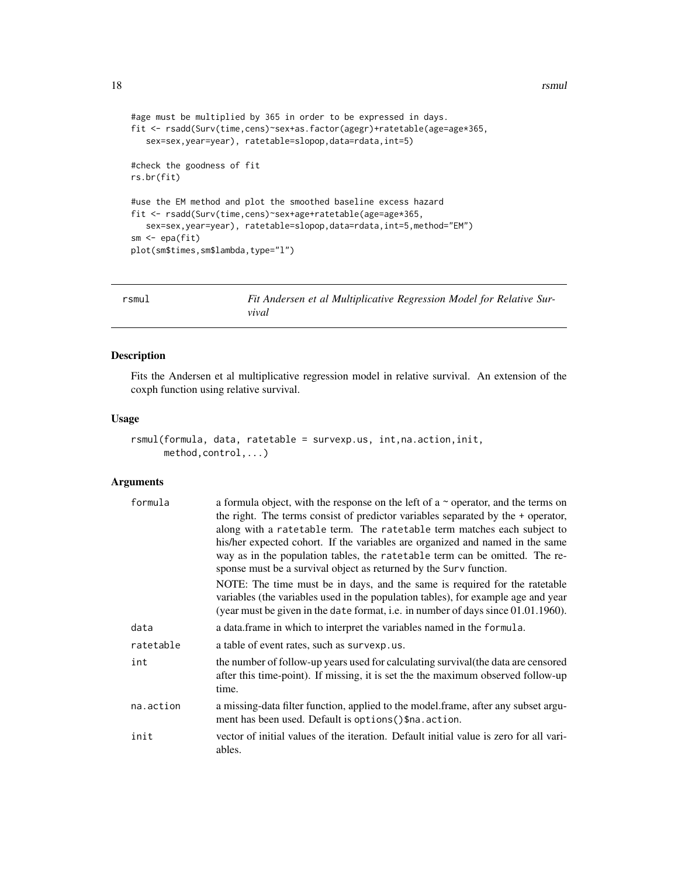```
#age must be multiplied by 365 in order to be expressed in days.
fit <- rsadd(Surv(time,cens)~sex+as.factor(agegr)+ratetable(age=age*365,
   sex=sex,year=year), ratetable=slopop,data=rdata,int=5)

#check the goodness of fit
rs.br(fit)

#use the EM method and plot the smoothed baseline excess hazard
fit <- rsadd(Surv(time,cens)~sex+age+ratetable(age=age*365,
   sex=sex,year=year), ratetable=slopop,data=rdata,int=5,method="EM")
sm <- epa(fit)
plot(sm$times,sm$lambda,type="l")
```

# rsmul — *Fit Andersen et al Multiplicative Regression Model for Relative Survival*

## Description

Fits the Andersen et al multiplicative regression model in relative survival. An extension of the coxph function using relative survival.

## Usage

```
rsmul(formula, data, ratetable = survexp.us, int,na.action,init,
      method,control,...)
```

## Arguments

| | |
|---|---|
| `formula` | a formula object, with the response on the left of a ~ operator, and the terms on the right. The terms consist of predictor variables separated by the + operator, along with a `ratetable` term. The `ratetable` term matches each subject to his/her expected cohort. If the variables are organized and named in the same way as in the population tables, the `ratetable` term can be omitted. The response must be a survival object as returned by the `Surv` function.<br>NOTE: The time must be in days, and the same is required for the ratetable variables (the variables used in the population tables), for example age and year (year must be given in the `date` format, i.e. in number of days since 01.01.1960). |
| `data` | a data.frame in which to interpret the variables named in the `formula`. |
| `ratetable` | a table of event rates, such as `survexp.us`. |
| `int` | the number of follow-up years used for calculating survival(the data are censored after this time-point). If missing, it is set the the maximum observed follow-up time. |
| `na.action` | a missing-data filter function, applied to the model.frame, after any subset argument has been used. Default is `options()$na.action`. |
| `init` | vector of initial values of the iteration. Default initial value is zero for all variables. |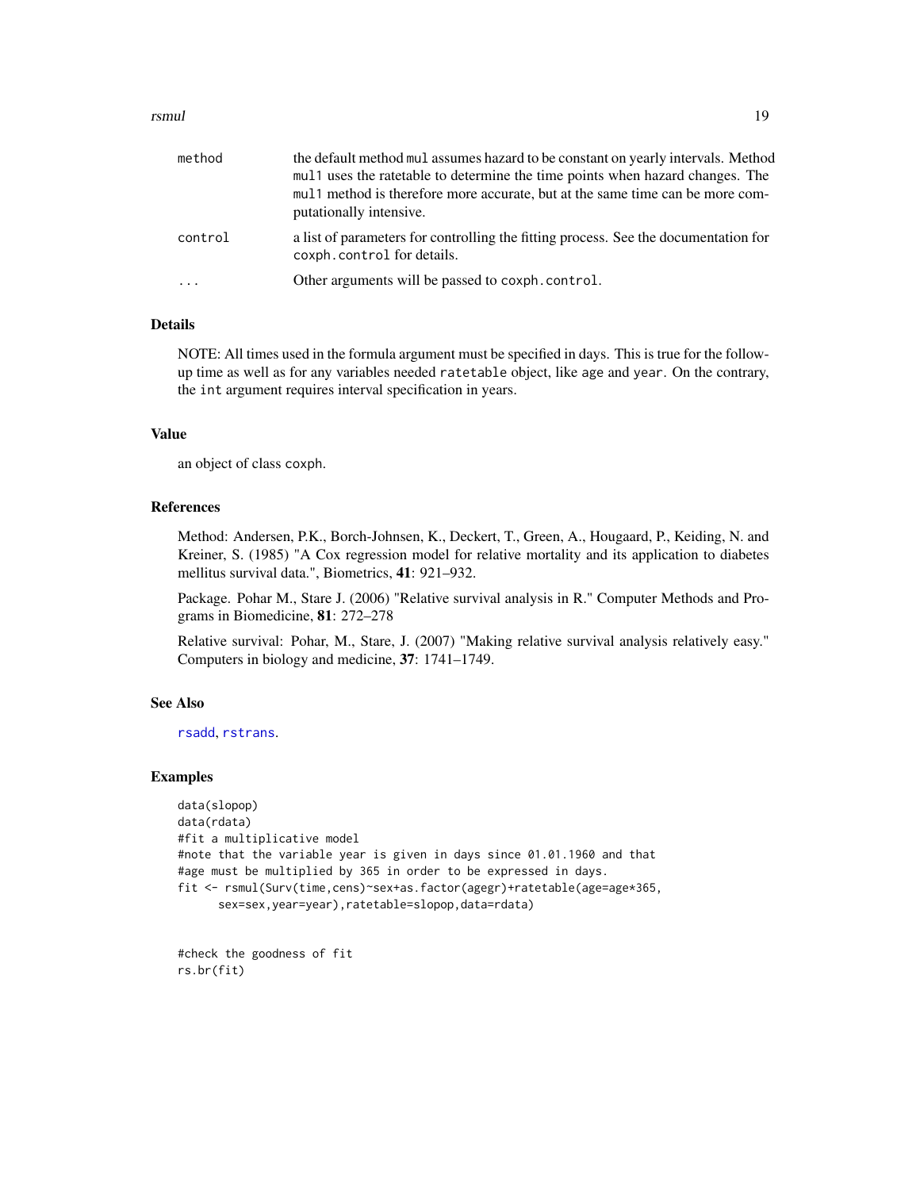| | |
|---|---|
| method | the default method mul assumes hazard to be constant on yearly intervals. Method mul1 uses the ratetable to determine the time points when hazard changes. The mul1 method is therefore more accurate, but at the same time can be more computationally intensive. |
| control | a list of parameters for controlling the fitting process. See the documentation for coxph.control for details. |
| ... | Other arguments will be passed to coxph.control. |

## Details

NOTE: All times used in the formula argument must be specified in days. This is true for the follow-up time as well as for any variables needed ratetable object, like age and year. On the contrary, the int argument requires interval specification in years.

## Value

an object of class coxph.

## References

Method: Andersen, P.K., Borch-Johnsen, K., Deckert, T., Green, A., Hougaard, P., Keiding, N. and Kreiner, S. (1985) "A Cox regression model for relative mortality and its application to diabetes mellitus survival data.", Biometrics, **41**: 921–932.

Package. Pohar M., Stare J. (2006) "Relative survival analysis in R." Computer Methods and Programs in Biomedicine, **81**: 272–278

Relative survival: Pohar, M., Stare, J. (2007) "Making relative survival analysis relatively easy." Computers in biology and medicine, **37**: 1741–1749.

## See Also

rsadd, rstrans.

## Examples

```
data(slopop)
data(rdata)
#fit a multiplicative model
#note that the variable year is given in days since 01.01.1960 and that
#age must be multiplied by 365 in order to be expressed in days.
fit <- rsmul(Surv(time,cens)~sex+as.factor(agegr)+ratetable(age=age*365,
      sex=sex,year=year),ratetable=slopop,data=rdata)


#check the goodness of fit
rs.br(fit)
```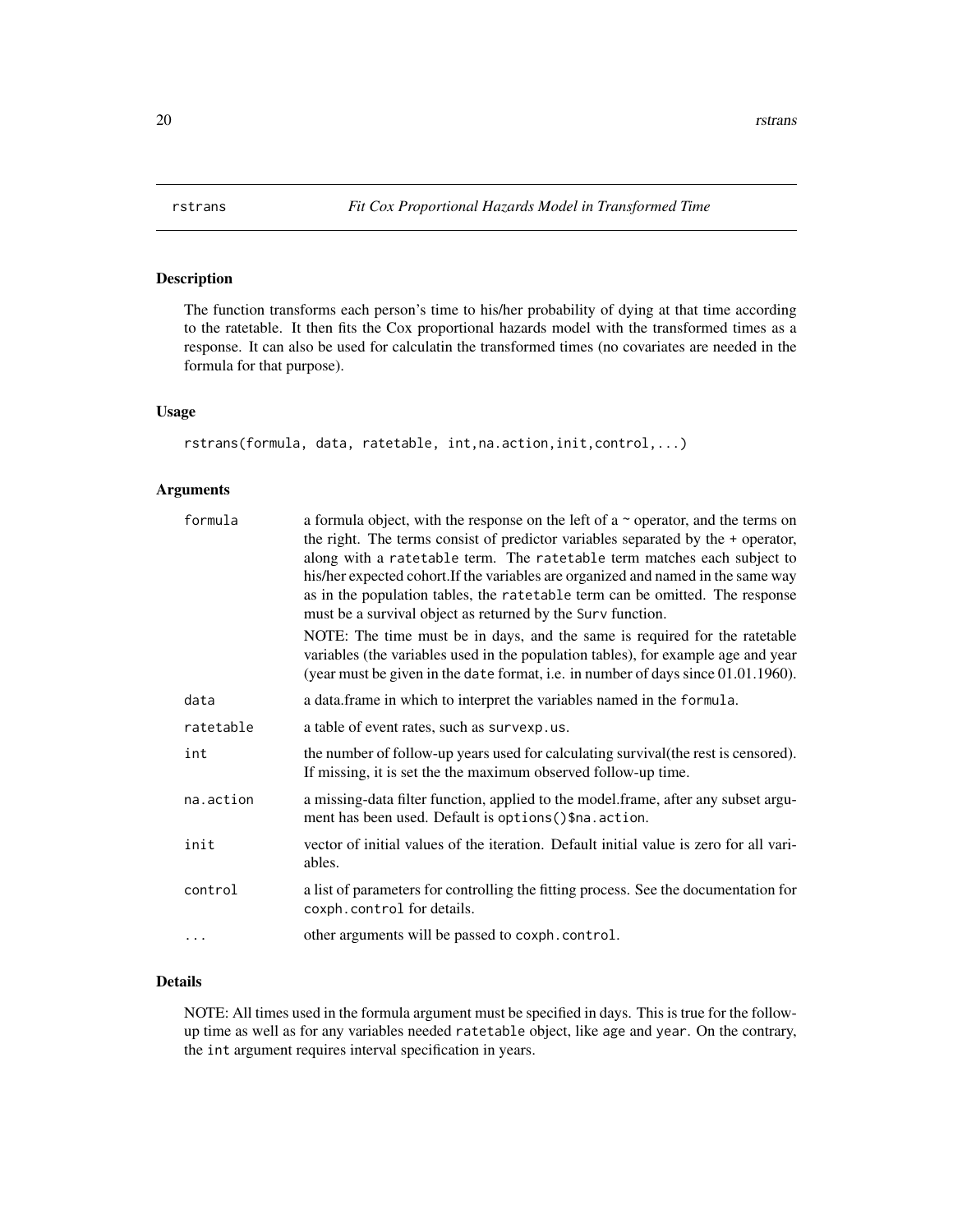# rstrans — *Fit Cox Proportional Hazards Model in Transformed Time*

## Description

The function transforms each person's time to his/her probability of dying at that time according to the ratetable. It then fits the Cox proportional hazards model with the transformed times as a response. It can also be used for calculatin the transformed times (no covariates are needed in the formula for that purpose).

## Usage

```
rstrans(formula, data, ratetable, int,na.action,init,control,...)
```

## Arguments

| Argument | Description |
|---|---|
| `formula` | a formula object, with the response on the left of a ~ operator, and the terms on the right. The terms consist of predictor variables separated by the + operator, along with a `ratetable` term. The `ratetable` term matches each subject to his/her expected cohort.If the variables are organized and named in the same way as in the population tables, the `ratetable` term can be omitted. The response must be a survival object as returned by the `Surv` function.<br><br>NOTE: The time must be in days, and the same is required for the ratetable variables (the variables used in the population tables), for example age and year (year must be given in the `date` format, i.e. in number of days since 01.01.1960). |
| `data` | a data.frame in which to interpret the variables named in the `formula`. |
| `ratetable` | a table of event rates, such as `survexp.us`. |
| `int` | the number of follow-up years used for calculating survival(the rest is censored). If missing, it is set the the maximum observed follow-up time. |
| `na.action` | a missing-data filter function, applied to the model.frame, after any subset argument has been used. Default is `options()$na.action`. |
| `init` | vector of initial values of the iteration. Default initial value is zero for all variables. |
| `control` | a list of parameters for controlling the fitting process. See the documentation for `coxph.control` for details. |
| `...` | other arguments will be passed to `coxph.control`. |

## Details

NOTE: All times used in the formula argument must be specified in days. This is true for the follow-up time as well as for any variables needed `ratetable` object, like `age` and `year`. On the contrary, the `int` argument requires interval specification in years.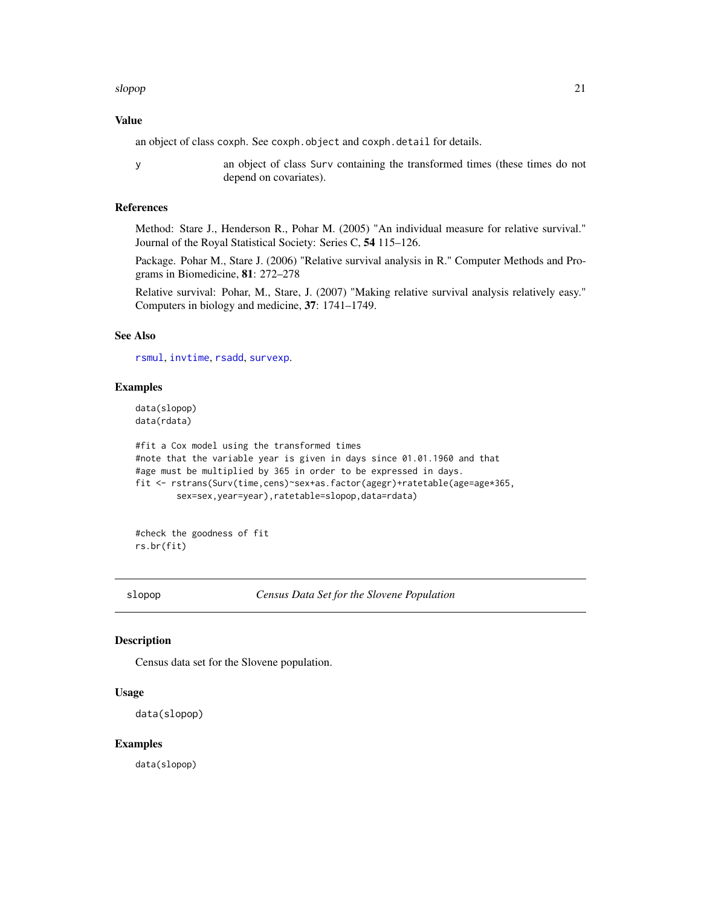## Value

an object of class coxph. See coxph.object and coxph.detail for details.

y — an object of class Surv containing the transformed times (these times do not depend on covariates).

## References

Method: Stare J., Henderson R., Pohar M. (2005) "An individual measure for relative survival." Journal of the Royal Statistical Society: Series C, **54** 115–126.

Package. Pohar M., Stare J. (2006) "Relative survival analysis in R." Computer Methods and Programs in Biomedicine, **81**: 272–278

Relative survival: Pohar, M., Stare, J. (2007) "Making relative survival analysis relatively easy." Computers in biology and medicine, **37**: 1741–1749.

## See Also

rsmul, invtime, rsadd, survexp.

## Examples

```
data(slopop)
data(rdata)

#fit a Cox model using the transformed times
#note that the variable year is given in days since 01.01.1960 and that
#age must be multiplied by 365 in order to be expressed in days.
fit <- rstrans(Surv(time,cens)~sex+as.factor(agegr)+ratetable(age=age*365,
        sex=sex,year=year),ratetable=slopop,data=rdata)


#check the goodness of fit
rs.br(fit)
```

---

# slopop — *Census Data Set for the Slovene Population*

## Description

Census data set for the Slovene population.

## Usage

```
data(slopop)
```

## Examples

```
data(slopop)
```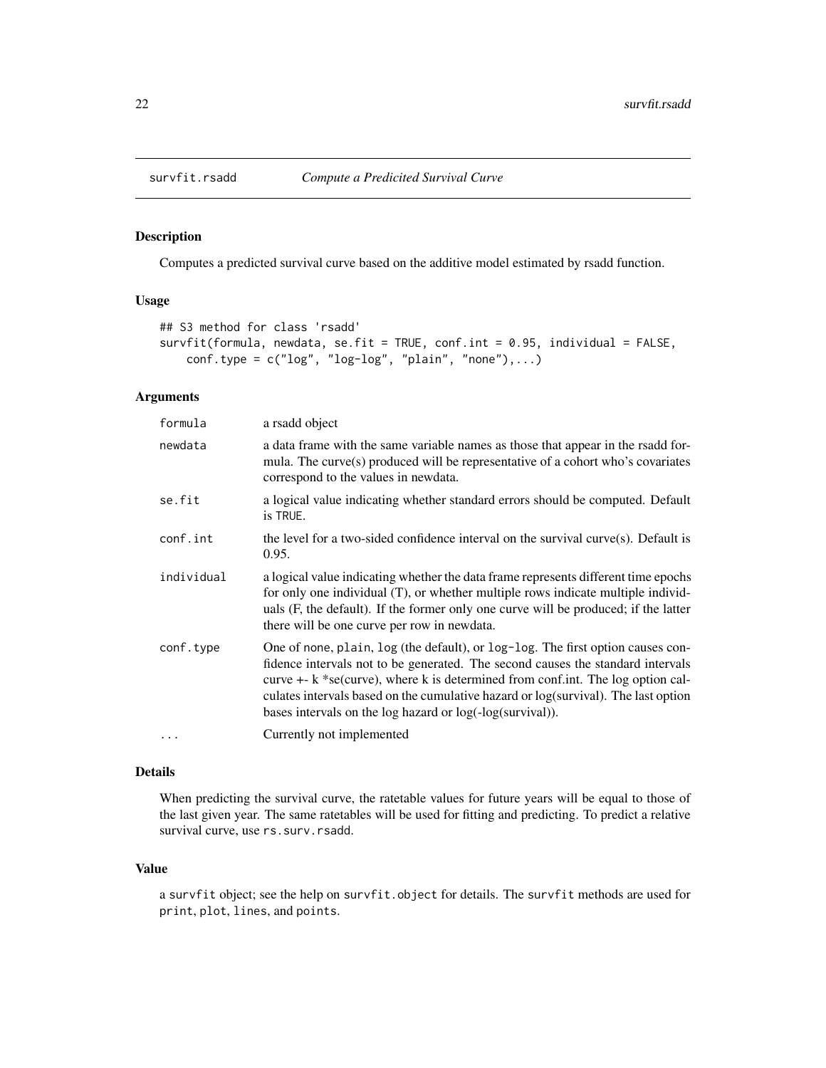## survfit.rsadd — *Compute a Predicited Survival Curve*

### Description

Computes a predicted survival curve based on the additive model estimated by rsadd function.

### Usage

```
## S3 method for class 'rsadd'
survfit(formula, newdata, se.fit = TRUE, conf.int = 0.95, individual = FALSE,
    conf.type = c("log", "log-log", "plain", "none"),...)
```

### Arguments

| | |
|---|---|
| `formula` | a rsadd object |
| `newdata` | a data frame with the same variable names as those that appear in the rsadd formula. The curve(s) produced will be representative of a cohort who's covariates correspond to the values in newdata. |
| `se.fit` | a logical value indicating whether standard errors should be computed. Default is `TRUE`. |
| `conf.int` | the level for a two-sided confidence interval on the survival curve(s). Default is 0.95. |
| `individual` | a logical value indicating whether the data frame represents different time epochs for only one individual (T), or whether multiple rows indicate multiple individuals (F, the default). If the former only one curve will be produced; if the latter there will be one curve per row in newdata. |
| `conf.type` | One of `none`, `plain`, `log` (the default), or `log-log`. The first option causes confidence intervals not to be generated. The second causes the standard intervals curve +- k *se(curve), where k is determined from conf.int. The log option calculates intervals based on the cumulative hazard or log(survival). The last option bases intervals on the log hazard or log(-log(survival)). |
| `...` | Currently not implemented |

### Details

When predicting the survival curve, the ratetable values for future years will be equal to those of the last given year. The same ratetables will be used for fitting and predicting. To predict a relative survival curve, use `rs.surv.rsadd`.

### Value

a `survfit` object; see the help on `survfit.object` for details. The `survfit` methods are used for `print`, `plot`, `lines`, and `points`.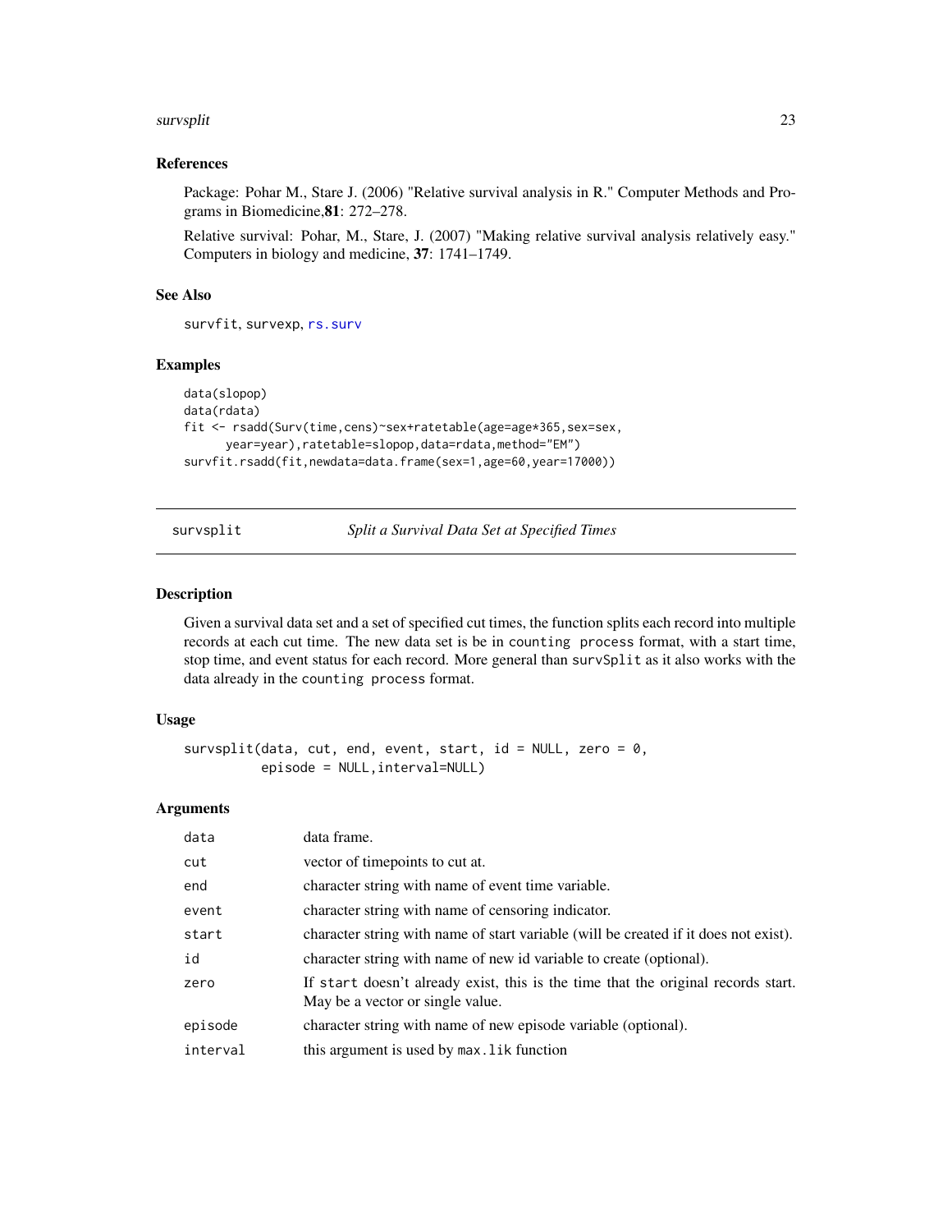### References

Package: Pohar M., Stare J. (2006) "Relative survival analysis in R." Computer Methods and Programs in Biomedicine,**81**: 272–278.

Relative survival: Pohar, M., Stare, J. (2007) "Making relative survival analysis relatively easy." Computers in biology and medicine, **37**: 1741–1749.

### See Also

`survfit`, `survexp`, `rs.surv`

### Examples

```
data(slopop)
data(rdata)
fit <- rsadd(Surv(time,cens)~sex+ratetable(age=age*365,sex=sex,
      year=year),ratetable=slopop,data=rdata,method="EM")
survfit.rsadd(fit,newdata=data.frame(sex=1,age=60,year=17000))
```

---

## survsplit — *Split a Survival Data Set at Specified Times*

### Description

Given a survival data set and a set of specified cut times, the function splits each record into multiple records at each cut time. The new data set is be in `counting process` format, with a start time, stop time, and event status for each record. More general than `survSplit` as it also works with the data already in the `counting process` format.

### Usage

```
survsplit(data, cut, end, event, start, id = NULL, zero = 0,
          episode = NULL,interval=NULL)
```

### Arguments

| | |
|---|---|
| `data` | data frame. |
| `cut` | vector of timepoints to cut at. |
| `end` | character string with name of event time variable. |
| `event` | character string with name of censoring indicator. |
| `start` | character string with name of start variable (will be created if it does not exist). |
| `id` | character string with name of new id variable to create (optional). |
| `zero` | If `start` doesn't already exist, this is the time that the original records start. May be a vector or single value. |
| `episode` | character string with name of new episode variable (optional). |
| `interval` | this argument is used by `max.lik` function |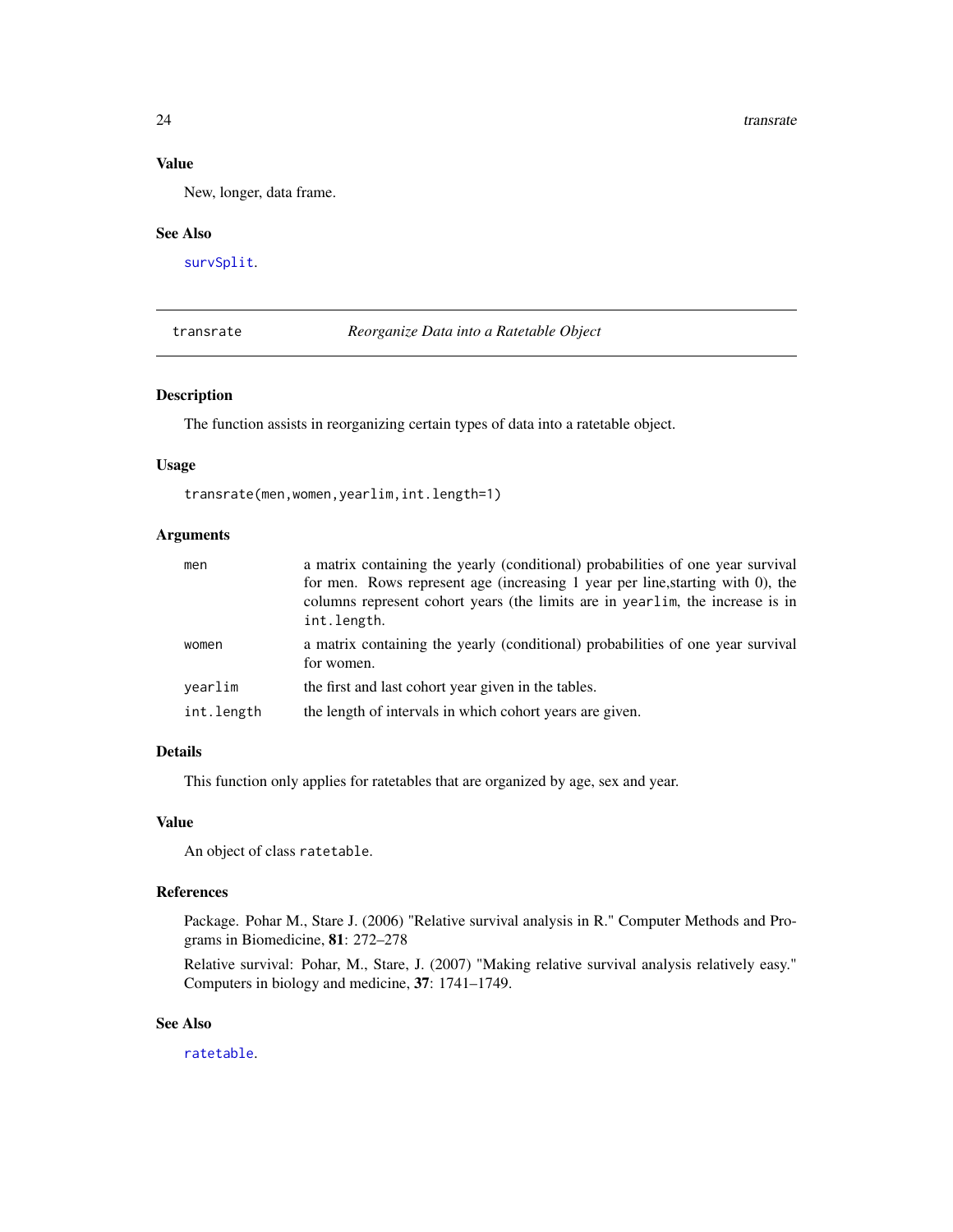### Value

New, longer, data frame.

### See Also

`survSplit`.

---

## transrate — *Reorganize Data into a Ratetable Object*

---

### Description

The function assists in reorganizing certain types of data into a ratetable object.

### Usage

```
transrate(men,women,yearlim,int.length=1)
```

### Arguments

| | |
|---|---|
| `men` | a matrix containing the yearly (conditional) probabilities of one year survival for men. Rows represent age (increasing 1 year per line,starting with 0), the columns represent cohort years (the limits are in `yearlim`, the increase is in `int.length`. |
| `women` | a matrix containing the yearly (conditional) probabilities of one year survival for women. |
| `yearlim` | the first and last cohort year given in the tables. |
| `int.length` | the length of intervals in which cohort years are given. |

### Details

This function only applies for ratetables that are organized by age, sex and year.

### Value

An object of class `ratetable`.

### References

Package. Pohar M., Stare J. (2006) "Relative survival analysis in R." Computer Methods and Programs in Biomedicine, **81**: 272–278

Relative survival: Pohar, M., Stare, J. (2007) "Making relative survival analysis relatively easy." Computers in biology and medicine, **37**: 1741–1749.

### See Also

`ratetable`.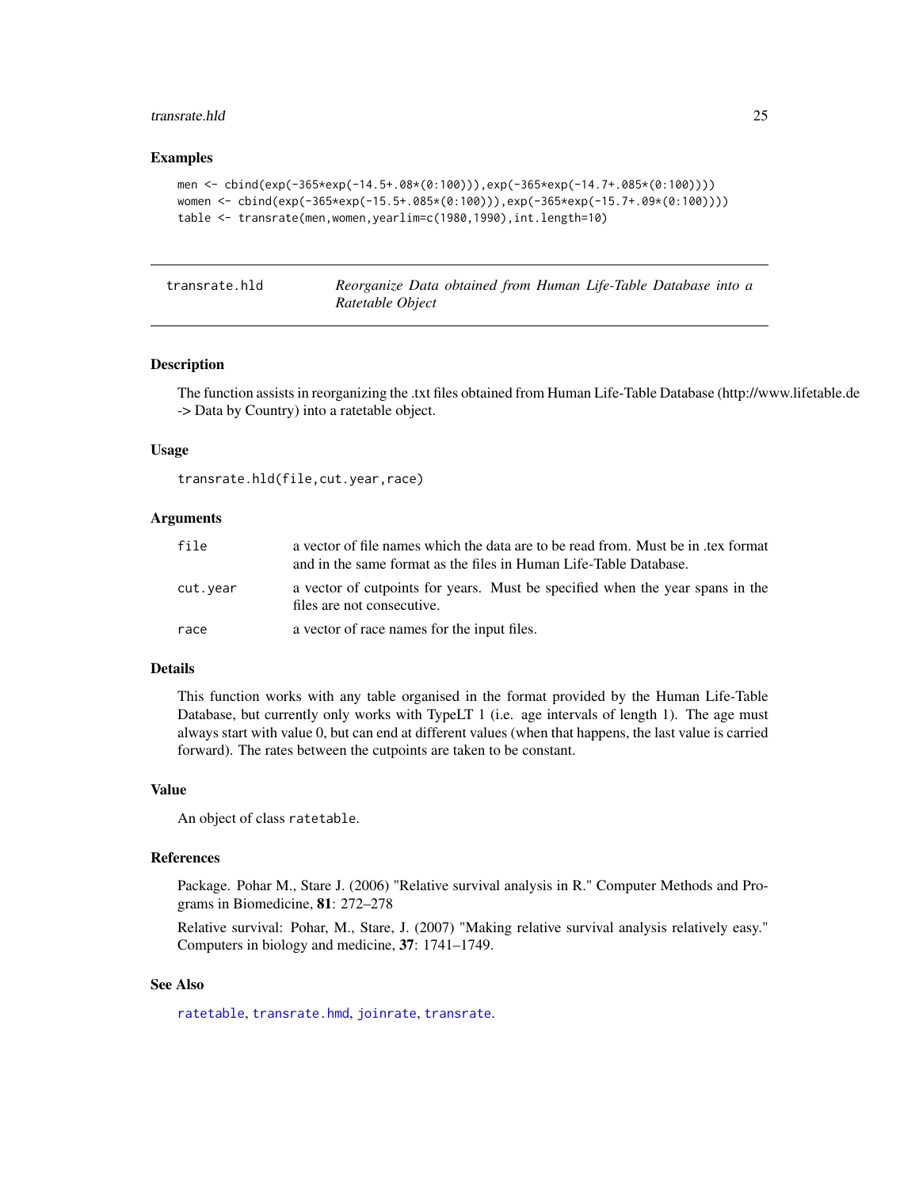### Examples

```
men <- cbind(exp(-365*exp(-14.5+.08*(0:100))),exp(-365*exp(-14.7+.085*(0:100))))
women <- cbind(exp(-365*exp(-15.5+.085*(0:100))),exp(-365*exp(-15.7+.09*(0:100))))
table <- transrate(men,women,yearlim=c(1980,1990),int.length=10)
```

---

## transrate.hld — *Reorganize Data obtained from Human Life-Table Database into a Ratetable Object*

### Description

The function assists in reorganizing the .txt files obtained from Human Life-Table Database (http://www.lifetable.de -> Data by Country) into a ratetable object.

### Usage

```
transrate.hld(file,cut.year,race)
```

### Arguments

| | |
|---|---|
| file | a vector of file names which the data are to be read from. Must be in .tex format and in the same format as the files in Human Life-Table Database. |
| cut.year | a vector of cutpoints for years. Must be specified when the year spans in the files are not consecutive. |
| race | a vector of race names for the input files. |

### Details

This function works with any table organised in the format provided by the Human Life-Table Database, but currently only works with TypeLT 1 (i.e. age intervals of length 1). The age must always start with value 0, but can end at different values (when that happens, the last value is carried forward). The rates between the cutpoints are taken to be constant.

### Value

An object of class `ratetable`.

### References

Package. Pohar M., Stare J. (2006) "Relative survival analysis in R." Computer Methods and Programs in Biomedicine, **81**: 272–278

Relative survival: Pohar, M., Stare, J. (2007) "Making relative survival analysis relatively easy." Computers in biology and medicine, **37**: 1741–1749.

### See Also

`ratetable`, `transrate.hmd`, `joinrate`, `transrate`.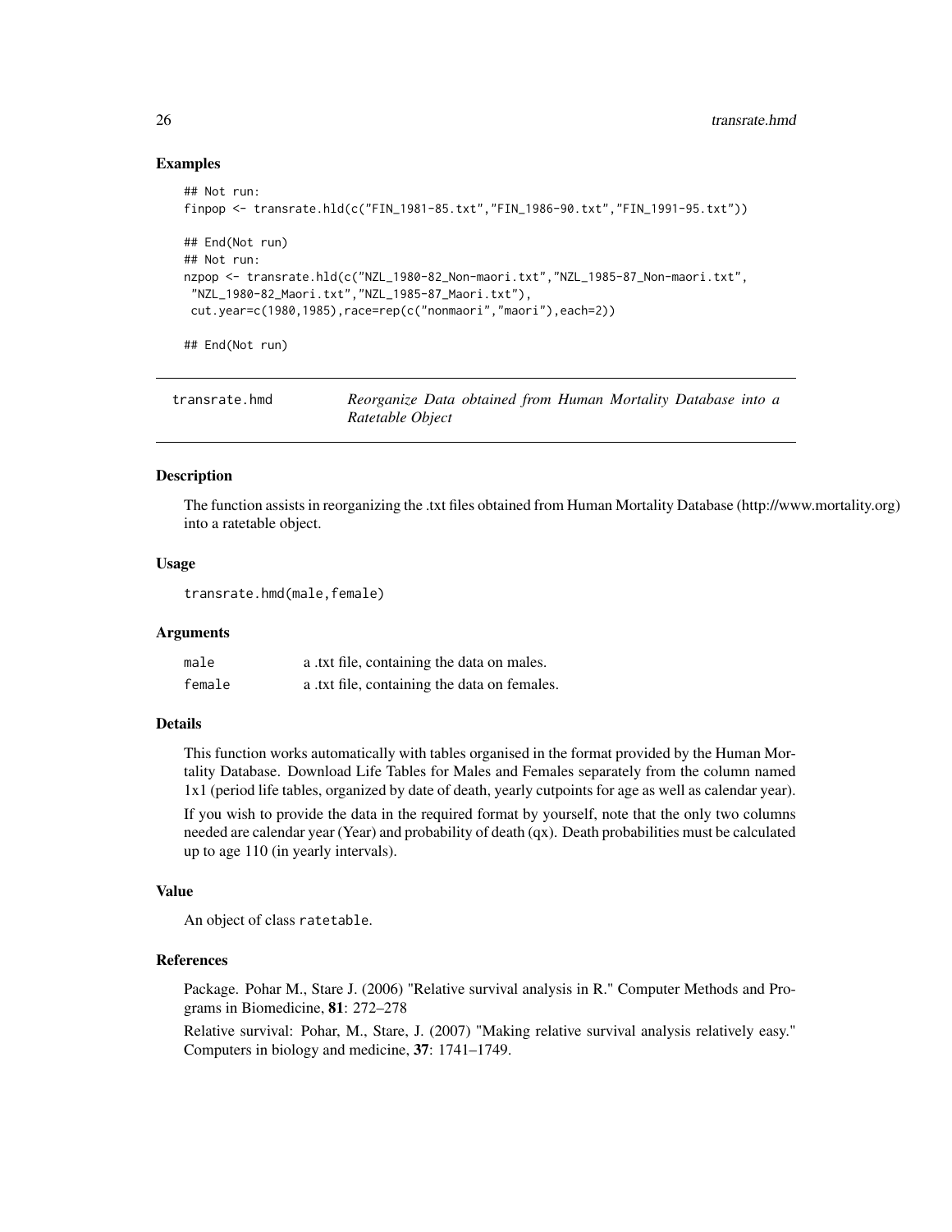### Examples

```
## Not run:
finpop <- transrate.hld(c("FIN_1981-85.txt","FIN_1986-90.txt","FIN_1991-95.txt"))

## End(Not run)
## Not run:
nzpop <- transrate.hld(c("NZL_1980-82_Non-maori.txt","NZL_1985-87_Non-maori.txt",
 "NZL_1980-82_Maori.txt","NZL_1985-87_Maori.txt"),
 cut.year=c(1980,1985),race=rep(c("nonmaori","maori"),each=2))

## End(Not run)
```

---

## transrate.hmd *Reorganize Data obtained from Human Mortality Database into a Ratetable Object*

---

### Description

The function assists in reorganizing the .txt files obtained from Human Mortality Database (http://www.mortality.org) into a ratetable object.

### Usage

```
transrate.hmd(male,female)
```

### Arguments

| | |
|---|---|
| male | a .txt file, containing the data on males. |
| female | a .txt file, containing the data on females. |

### Details

This function works automatically with tables organised in the format provided by the Human Mortality Database. Download Life Tables for Males and Females separately from the column named 1x1 (period life tables, organized by date of death, yearly cutpoints for age as well as calendar year).

If you wish to provide the data in the required format by yourself, note that the only two columns needed are calendar year (Year) and probability of death (qx). Death probabilities must be calculated up to age 110 (in yearly intervals).

### Value

An object of class ratetable.

### References

Package. Pohar M., Stare J. (2006) "Relative survival analysis in R." Computer Methods and Programs in Biomedicine, **81**: 272–278

Relative survival: Pohar, M., Stare, J. (2007) "Making relative survival analysis relatively easy." Computers in biology and medicine, **37**: 1741–1749.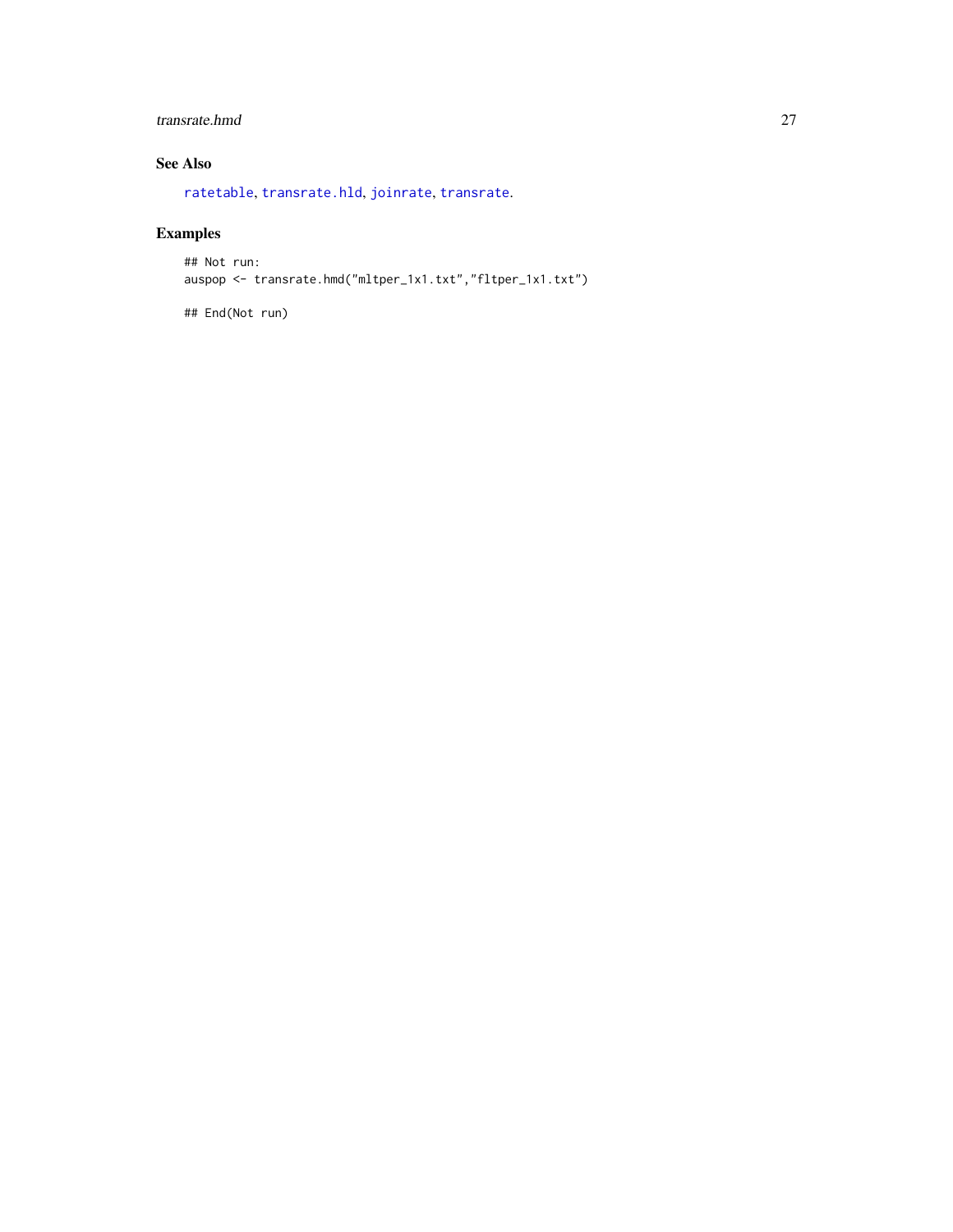### See Also

ratetable, transrate.hld, joinrate, transrate.

### Examples

```
## Not run:
auspop <- transrate.hmd("mltper_1x1.txt","fltper_1x1.txt")

## End(Not run)
```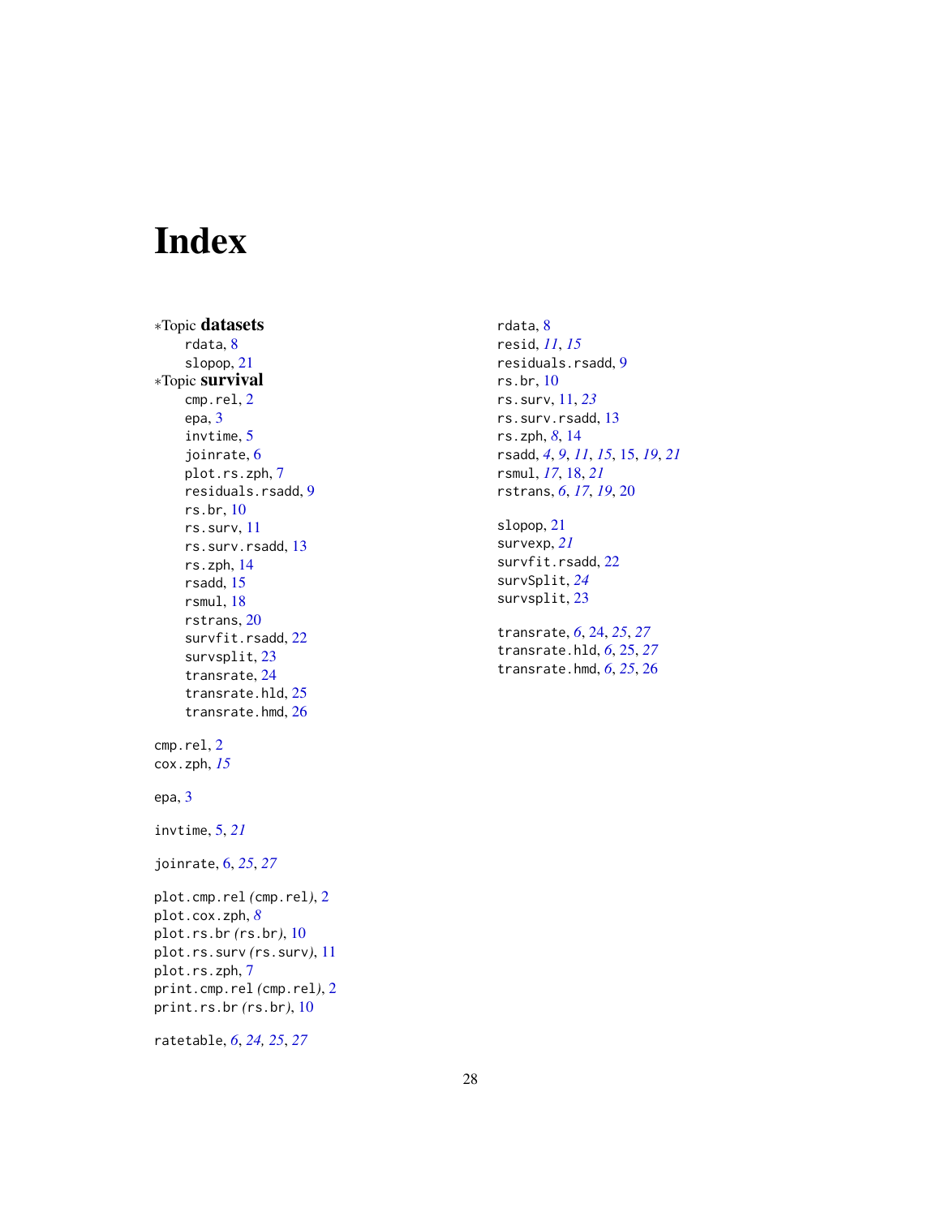# Index

∗Topic **datasets**
- rdata, 8
- slopop, 21

∗Topic **survival**
- cmp.rel, 2
- epa, 3
- invtime, 5
- joinrate, 6
- plot.rs.zph, 7
- residuals.rsadd, 9
- rs.br, 10
- rs.surv, 11
- rs.surv.rsadd, 13
- rs.zph, 14
- rsadd, 15
- rsmul, 18
- rstrans, 20
- survfit.rsadd, 22
- survsplit, 23
- transrate, 24
- transrate.hld, 25
- transrate.hmd, 26

cmp.rel, 2
cox.zph, *15*

epa, 3

invtime, 5, *21*

joinrate, 6, *25*, *27*

plot.cmp.rel *(*cmp.rel*)*, 2
plot.cox.zph, *8*
plot.rs.br *(*rs.br*)*, 10
plot.rs.surv *(*rs.surv*)*, 11
plot.rs.zph, 7
print.cmp.rel *(*cmp.rel*)*, 2
print.rs.br *(*rs.br*)*, 10

ratetable, *6*, *24, 25*, *27*
rdata, 8
resid, *11*, *15*
residuals.rsadd, 9
rs.br, 10
rs.surv, 11, *23*
rs.surv.rsadd, 13
rs.zph, *8*, 14
rsadd, *4*, *9*, *11*, *15*, 15, *19*, *21*
rsmul, *17*, 18, *21*
rstrans, *6*, *17*, *19*, 20

slopop, 21
survexp, *21*
survfit.rsadd, 22
survSplit, *24*
survsplit, 23

transrate, *6*, 24, *25*, *27*
transrate.hld, *6*, 25, *27*
transrate.hmd, *6*, *25*, 26